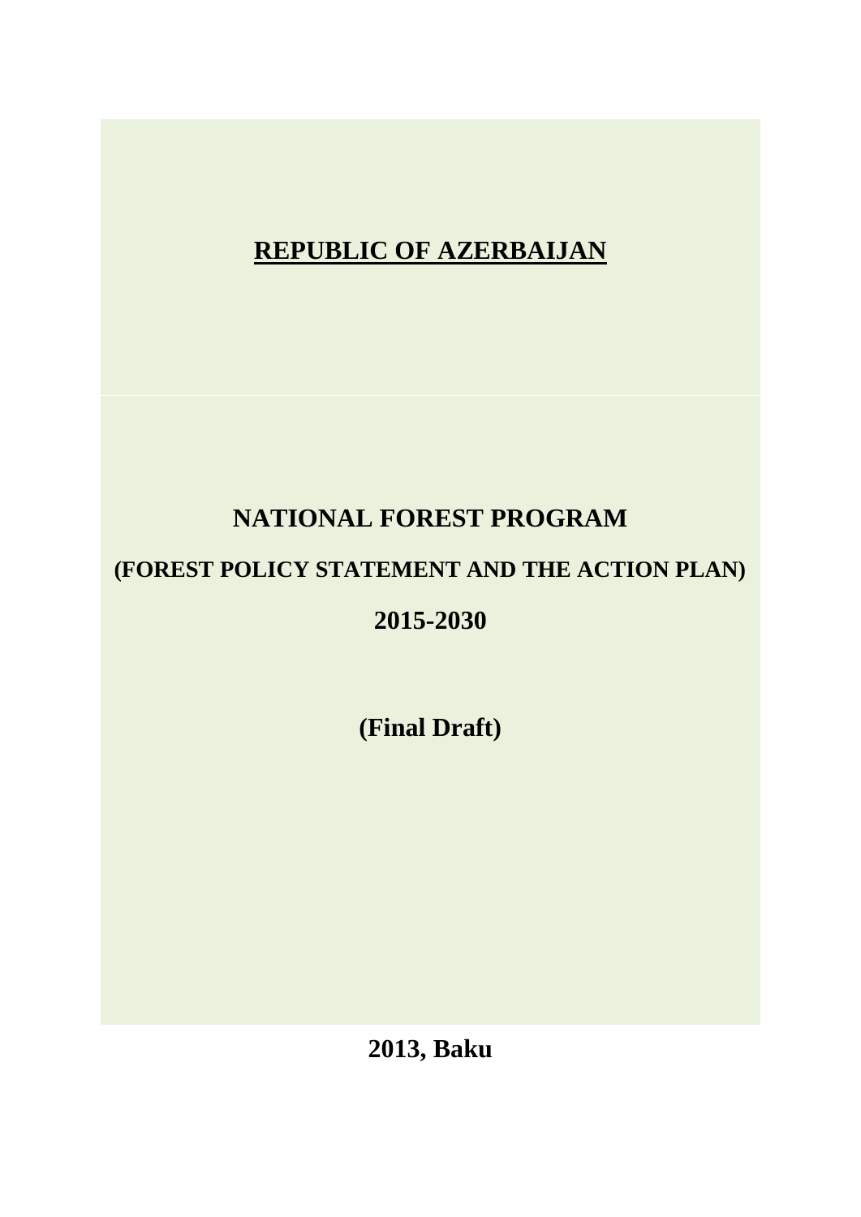# REPUBLIC OF AZERBAIJAN

# NATIONAL FOREST PROGRAM

## (FOREST POLICY STATEMENT AND THE ACTION PLAN)

## 2015-2030

**(Final Draft)**

**2013, Baku**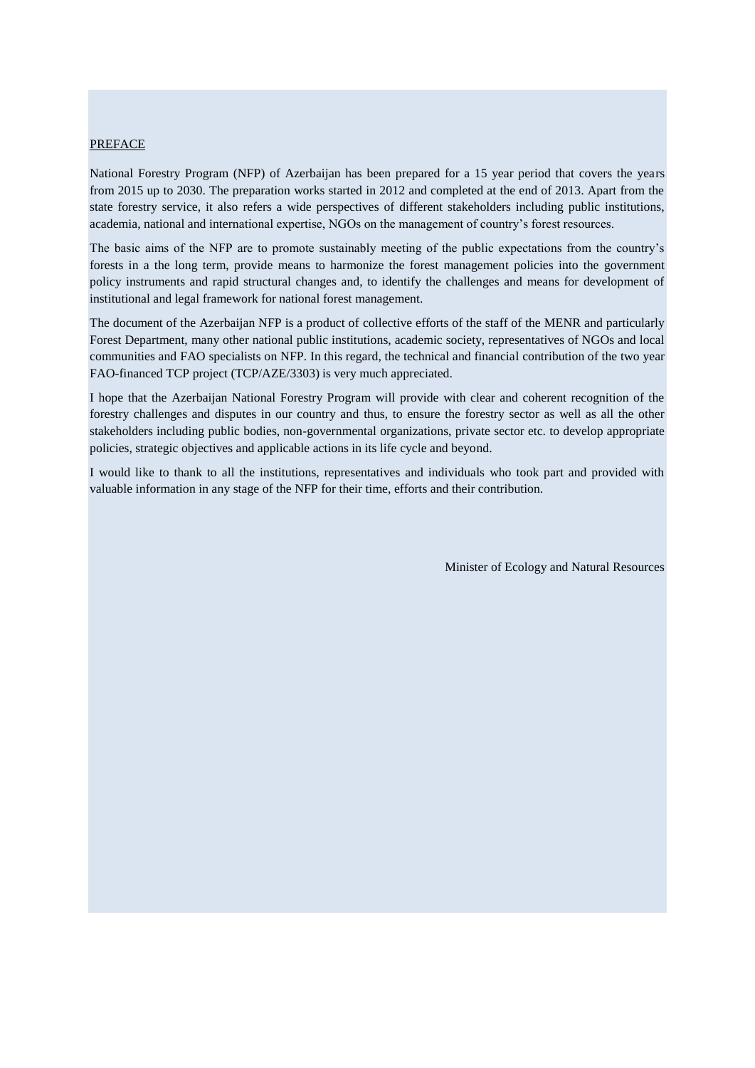## PREFACE

National Forestry Program (NFP) of Azerbaijan has been prepared for a 15 year period that covers the years from 2015 up to 2030. The preparation works started in 2012 and completed at the end of 2013. Apart from the state forestry service, it also refers a wide perspectives of different stakeholders including public institutions, academia, national and international expertise, NGOs on the management of country's forest resources.

The basic aims of the NFP are to promote sustainably meeting of the public expectations from the country's forests in a the long term, provide means to harmonize the forest management policies into the government policy instruments and rapid structural changes and, to identify the challenges and means for development of institutional and legal framework for national forest management.

The document of the Azerbaijan NFP is a product of collective efforts of the staff of the MENR and particularly Forest Department, many other national public institutions, academic society, representatives of NGOs and local communities and FAO specialists on NFP. In this regard, the technical and financial contribution of the two year FAO-financed TCP project (TCP/AZE/3303) is very much appreciated.

I hope that the Azerbaijan National Forestry Program will provide with clear and coherent recognition of the forestry challenges and disputes in our country and thus, to ensure the forestry sector as well as all the other stakeholders including public bodies, non-governmental organizations, private sector etc. to develop appropriate policies, strategic objectives and applicable actions in its life cycle and beyond.

I would like to thank to all the institutions, representatives and individuals who took part and provided with valuable information in any stage of the NFP for their time, efforts and their contribution.

Minister of Ecology and Natural Resources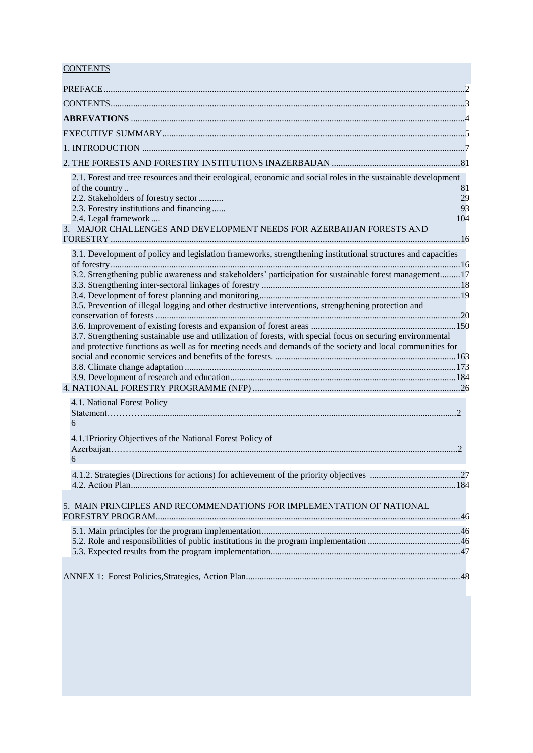CONTENTS

PREFACE ........................................................................................................2

CONTENTS........................................................................................................3

**ABREVATIONS** ........................................................................................................4

EXECUTIVE SUMMARY........................................................................................................5

1. INTRODUCTION ........................................................................................................7

2. THE FORESTS AND FORESTRY INSTITUTIONS INAZERBAIJAN ........................................................81

- 2.1. Forest and tree resources and their ecological, economic and social roles in the sustainable development of the country .. 81
- 2.2. Stakeholders of forestry sector........... 29
- 2.3. Forestry institutions and financing...... 93
- 2.4. Legal framework .... 104

3. MAJOR CHALLENGES AND DEVELOPMENT NEEDS FOR AZERBAIJAN FORESTS AND FORESTRY ........................................................................................................16

- 3.1. Development of policy and legislation frameworks, strengthening institutional structures and capacities of forestry........................................................................................................16
- 3.2. Strengthening public awareness and stakeholders' participation for sustainable forest management.........17
- 3.3. Strengthening inter-sectoral linkages of forestry ........................................................................18
- 3.4. Development of forest planning and monitoring........................................................................19
- 3.5. Prevention of illegal logging and other destructive interventions, strengthening protection and conservation of forests ........................................................................................................20
- 3.6. Improvement of existing forests and expansion of forest areas ...............................................150
- 3.7. Strengthening sustainable use and utilization of forests, with special focus on securing environmental and protective functions as well as for meeting needs and demands of the society and local communities for social and economic services and benefits of the forests. ...............................................163
- 3.8. Climate change adaptation ........................................................................................................173
- 3.9. Development of research and education........................................................................................184

4. NATIONAL FORESTRY PROGRAMME (NFP) ........................................................................................................26

- 4.1. National Forest Policy Statement………….......................................................................................................26
- 4.1.1Priority Objectives of the National Forest Policy of Azerbaijan……….......................................................................................................26
- 4.1.2. Strategies (Directions for actions) for achievement of the priority objectives ........................................27
- 4.2. Action Plan........................................................................................................184

5. MAIN PRINCIPLES AND RECOMMENDATIONS FOR IMPLEMENTATION OF NATIONAL FORESTRY PROGRAM........................................................................................................46

- 5.1. Main principles for the program implementation........................................................................46
- 5.2. Role and responsibilities of public institutions in the program implementation .........................................46
- 5.3. Expected results from the program implementation........................................................................47

ANNEX 1: Forest Policies,Strategies, Action Plan........................................................................................................48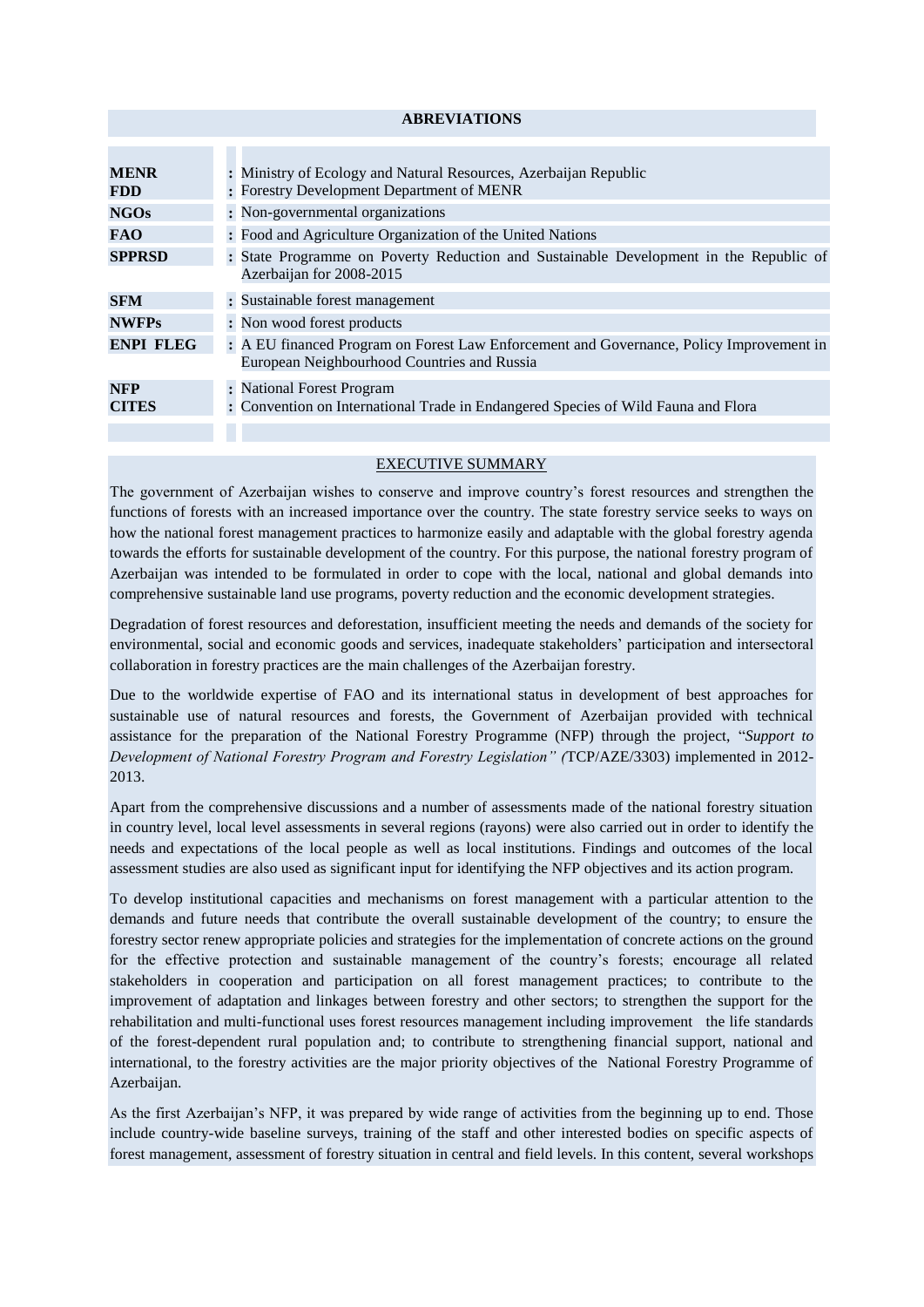## ABREVIATIONS

| | |
|---|---|
| **MENR** | : Ministry of Ecology and Natural Resources, Azerbaijan Republic |
| **FDD** | : Forestry Development Department of MENR |
| **NGOs** | : Non-governmental organizations |
| **FAO** | : Food and Agriculture Organization of the United Nations |
| **SPPRSD** | : State Programme on Poverty Reduction and Sustainable Development in the Republic of Azerbaijan for 2008-2015 |
| **SFM** | : Sustainable forest management |
| **NWFPs** | : Non wood forest products |
| **ENPI FLEG** | : A EU financed Program on Forest Law Enforcement and Governance, Policy Improvement in European Neighbourhood Countries and Russia |
| **NFP** | : National Forest Program |
| **CITES** | : Convention on International Trade in Endangered Species of Wild Fauna and Flora |

## EXECUTIVE SUMMARY

The government of Azerbaijan wishes to conserve and improve country's forest resources and strengthen the functions of forests with an increased importance over the country. The state forestry service seeks to ways on how the national forest management practices to harmonize easily and adaptable with the global forestry agenda towards the efforts for sustainable development of the country. For this purpose, the national forestry program of Azerbaijan was intended to be formulated in order to cope with the local, national and global demands into comprehensive sustainable land use programs, poverty reduction and the economic development strategies.

Degradation of forest resources and deforestation, insufficient meeting the needs and demands of the society for environmental, social and economic goods and services, inadequate stakeholders' participation and intersectoral collaboration in forestry practices are the main challenges of the Azerbaijan forestry.

Due to the worldwide expertise of FAO and its international status in development of best approaches for sustainable use of natural resources and forests, the Government of Azerbaijan provided with technical assistance for the preparation of the National Forestry Programme (NFP) through the project, "*Support to Development of National Forestry Program and Forestry Legislation" (*TCP/AZE/3303) implemented in 2012-2013.

Apart from the comprehensive discussions and a number of assessments made of the national forestry situation in country level, local level assessments in several regions (rayons) were also carried out in order to identify the needs and expectations of the local people as well as local institutions. Findings and outcomes of the local assessment studies are also used as significant input for identifying the NFP objectives and its action program.

To develop institutional capacities and mechanisms on forest management with a particular attention to the demands and future needs that contribute the overall sustainable development of the country; to ensure the forestry sector renew appropriate policies and strategies for the implementation of concrete actions on the ground for the effective protection and sustainable management of the country's forests; encourage all related stakeholders in cooperation and participation on all forest management practices; to contribute to the improvement of adaptation and linkages between forestry and other sectors; to strengthen the support for the rehabilitation and multi-functional uses forest resources management including improvement the life standards of the forest-dependent rural population and; to contribute to strengthening financial support, national and international, to the forestry activities are the major priority objectives of the National Forestry Programme of Azerbaijan.

As the first Azerbaijan's NFP, it was prepared by wide range of activities from the beginning up to end. Those include country-wide baseline surveys, training of the staff and other interested bodies on specific aspects of forest management, assessment of forestry situation in central and field levels. In this content, several workshops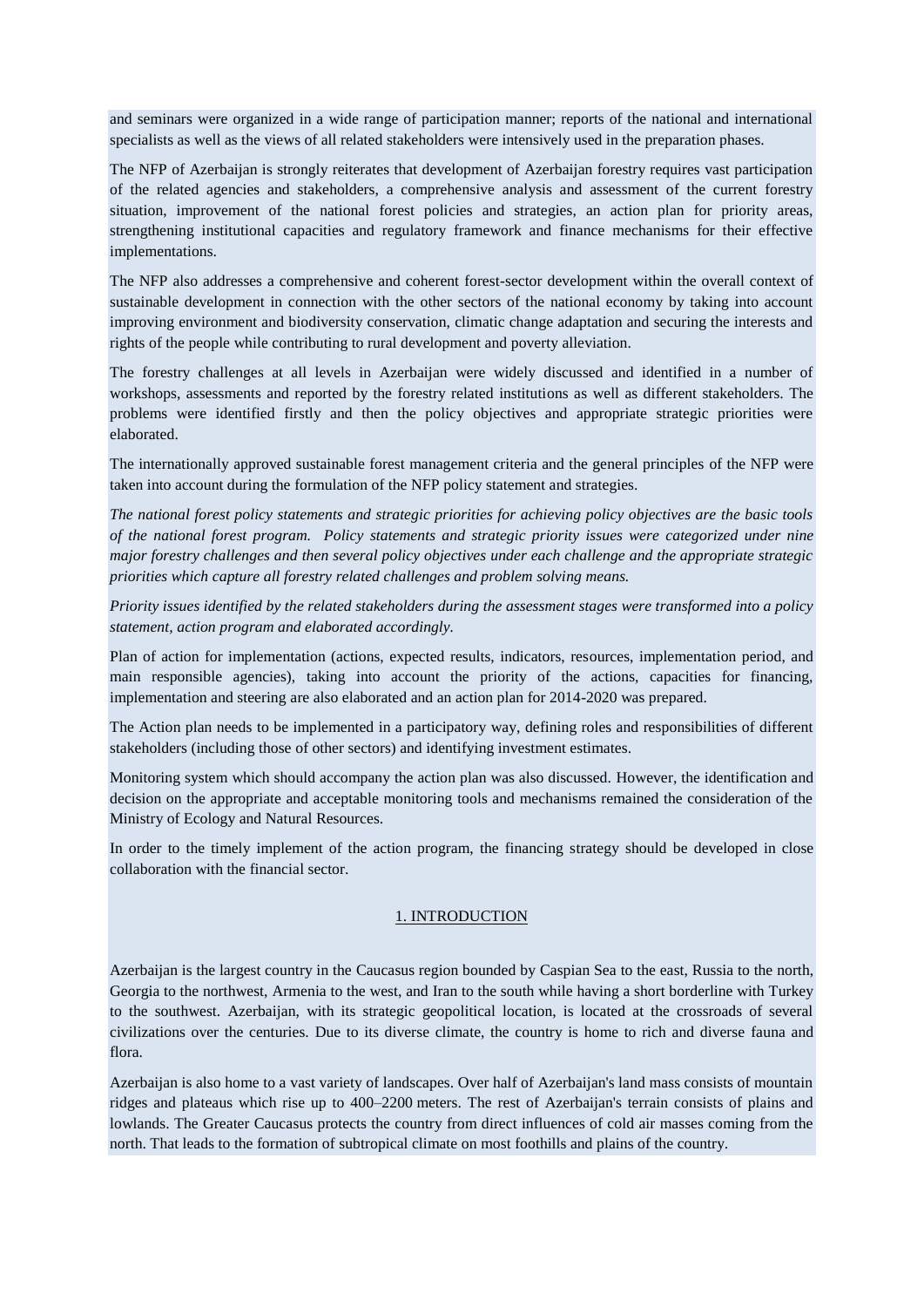and seminars were organized in a wide range of participation manner; reports of the national and international specialists as well as the views of all related stakeholders were intensively used in the preparation phases.

The NFP of Azerbaijan is strongly reiterates that development of Azerbaijan forestry requires vast participation of the related agencies and stakeholders, a comprehensive analysis and assessment of the current forestry situation, improvement of the national forest policies and strategies, an action plan for priority areas, strengthening institutional capacities and regulatory framework and finance mechanisms for their effective implementations.

The NFP also addresses a comprehensive and coherent forest-sector development within the overall context of sustainable development in connection with the other sectors of the national economy by taking into account improving environment and biodiversity conservation, climatic change adaptation and securing the interests and rights of the people while contributing to rural development and poverty alleviation.

The forestry challenges at all levels in Azerbaijan were widely discussed and identified in a number of workshops, assessments and reported by the forestry related institutions as well as different stakeholders. The problems were identified firstly and then the policy objectives and appropriate strategic priorities were elaborated.

The internationally approved sustainable forest management criteria and the general principles of the NFP were taken into account during the formulation of the NFP policy statement and strategies.

*The national forest policy statements and strategic priorities for achieving policy objectives are the basic tools of the national forest program. Policy statements and strategic priority issues were categorized under nine major forestry challenges and then several policy objectives under each challenge and the appropriate strategic priorities which capture all forestry related challenges and problem solving means.*

*Priority issues identified by the related stakeholders during the assessment stages were transformed into a policy statement, action program and elaborated accordingly.*

Plan of action for implementation (actions, expected results, indicators, resources, implementation period, and main responsible agencies), taking into account the priority of the actions, capacities for financing, implementation and steering are also elaborated and an action plan for 2014-2020 was prepared.

The Action plan needs to be implemented in a participatory way, defining roles and responsibilities of different stakeholders (including those of other sectors) and identifying investment estimates.

Monitoring system which should accompany the action plan was also discussed. However, the identification and decision on the appropriate and acceptable monitoring tools and mechanisms remained the consideration of the Ministry of Ecology and Natural Resources.

In order to the timely implement of the action program, the financing strategy should be developed in close collaboration with the financial sector.

# 1. INTRODUCTION

Azerbaijan is the largest country in the Caucasus region bounded by Caspian Sea to the east, Russia to the north, Georgia to the northwest, Armenia to the west, and Iran to the south while having a short borderline with Turkey to the southwest. Azerbaijan, with its strategic geopolitical location, is located at the crossroads of several civilizations over the centuries. Due to its diverse climate, the country is home to rich and diverse fauna and flora.

Azerbaijan is also home to a vast variety of landscapes. Over half of Azerbaijan's land mass consists of mountain ridges and plateaus which rise up to 400–2200 meters. The rest of Azerbaijan's terrain consists of plains and lowlands. The Greater Caucasus protects the country from direct influences of cold air masses coming from the north. That leads to the formation of subtropical climate on most foothills and plains of the country.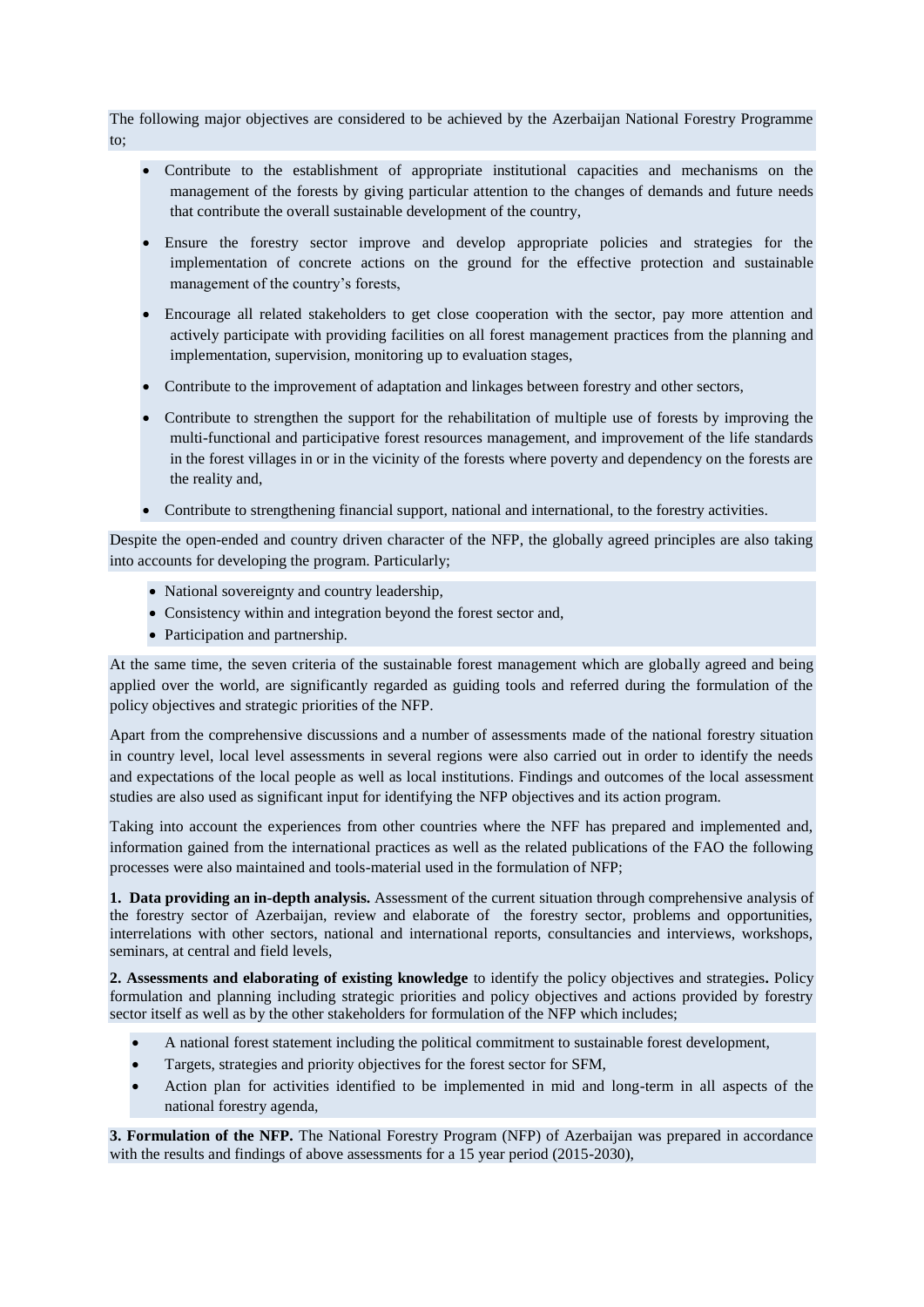The following major objectives are considered to be achieved by the Azerbaijan National Forestry Programme to;

- Contribute to the establishment of appropriate institutional capacities and mechanisms on the management of the forests by giving particular attention to the changes of demands and future needs that contribute the overall sustainable development of the country,
- Ensure the forestry sector improve and develop appropriate policies and strategies for the implementation of concrete actions on the ground for the effective protection and sustainable management of the country's forests,
- Encourage all related stakeholders to get close cooperation with the sector, pay more attention and actively participate with providing facilities on all forest management practices from the planning and implementation, supervision, monitoring up to evaluation stages,
- Contribute to the improvement of adaptation and linkages between forestry and other sectors,
- Contribute to strengthen the support for the rehabilitation of multiple use of forests by improving the multi-functional and participative forest resources management, and improvement of the life standards in the forest villages in or in the vicinity of the forests where poverty and dependency on the forests are the reality and,
- Contribute to strengthening financial support, national and international, to the forestry activities.

Despite the open-ended and country driven character of the NFP, the globally agreed principles are also taking into accounts for developing the program. Particularly;

- National sovereignty and country leadership,
- Consistency within and integration beyond the forest sector and,
- Participation and partnership.

At the same time, the seven criteria of the sustainable forest management which are globally agreed and being applied over the world, are significantly regarded as guiding tools and referred during the formulation of the policy objectives and strategic priorities of the NFP.

Apart from the comprehensive discussions and a number of assessments made of the national forestry situation in country level, local level assessments in several regions were also carried out in order to identify the needs and expectations of the local people as well as local institutions. Findings and outcomes of the local assessment studies are also used as significant input for identifying the NFP objectives and its action program.

Taking into account the experiences from other countries where the NFF has prepared and implemented and, information gained from the international practices as well as the related publications of the FAO the following processes were also maintained and tools-material used in the formulation of NFP;

**1. Data providing an in-depth analysis.** Assessment of the current situation through comprehensive analysis of the forestry sector of Azerbaijan, review and elaborate of the forestry sector, problems and opportunities, interrelations with other sectors, national and international reports, consultancies and interviews, workshops, seminars, at central and field levels,

**2. Assessments and elaborating of existing knowledge** to identify the policy objectives and strategies**.** Policy formulation and planning including strategic priorities and policy objectives and actions provided by forestry sector itself as well as by the other stakeholders for formulation of the NFP which includes;

- A national forest statement including the political commitment to sustainable forest development,
- Targets, strategies and priority objectives for the forest sector for SFM,
- Action plan for activities identified to be implemented in mid and long-term in all aspects of the national forestry agenda,

**3. Formulation of the NFP.** The National Forestry Program (NFP) of Azerbaijan was prepared in accordance with the results and findings of above assessments for a 15 year period (2015-2030),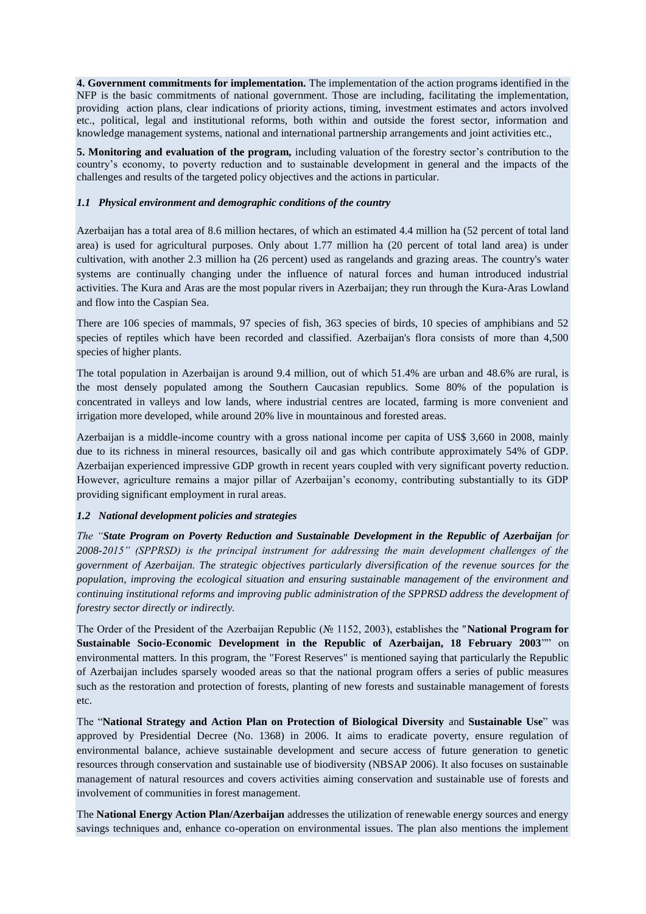**4. Government commitments for implementation.** The implementation of the action programs identified in the NFP is the basic commitments of national government. Those are including, facilitating the implementation, providing action plans, clear indications of priority actions, timing, investment estimates and actors involved etc., political, legal and institutional reforms, both within and outside the forest sector, information and knowledge management systems, national and international partnership arrangements and joint activities etc.,

**5. Monitoring and evaluation of the program,** including valuation of the forestry sector's contribution to the country's economy, to poverty reduction and to sustainable development in general and the impacts of the challenges and results of the targeted policy objectives and the actions in particular.

### *1.1 Physical environment and demographic conditions of the country*

Azerbaijan has a total area of 8.6 million hectares, of which an estimated 4.4 million ha (52 percent of total land area) is used for agricultural purposes. Only about 1.77 million ha (20 percent of total land area) is under cultivation, with another 2.3 million ha (26 percent) used as rangelands and grazing areas. The country's water systems are continually changing under the influence of natural forces and human introduced industrial activities. The Kura and Aras are the most popular rivers in Azerbaijan; they run through the Kura-Aras Lowland and flow into the Caspian Sea.

There are 106 species of mammals, 97 species of fish, 363 species of birds, 10 species of amphibians and 52 species of reptiles which have been recorded and classified. Azerbaijan's flora consists of more than 4,500 species of higher plants.

The total population in Azerbaijan is around 9.4 million, out of which 51.4% are urban and 48.6% are rural, is the most densely populated among the Southern Caucasian republics. Some 80% of the population is concentrated in valleys and low lands, where industrial centres are located, farming is more convenient and irrigation more developed, while around 20% live in mountainous and forested areas.

Azerbaijan is a middle-income country with a gross national income per capita of US$ 3,660 in 2008, mainly due to its richness in mineral resources, basically oil and gas which contribute approximately 54% of GDP. Azerbaijan experienced impressive GDP growth in recent years coupled with very significant poverty reduction. However, agriculture remains a major pillar of Azerbaijan's economy, contributing substantially to its GDP providing significant employment in rural areas.

### *1.2 National development policies and strategies*

*The "**State Program on Poverty Reduction and Sustainable Development in the Republic of Azerbaijan** for 2008-2015" (SPPRSD) is the principal instrument for addressing the main development challenges of the government of Azerbaijan. The strategic objectives particularly diversification of the revenue sources for the population, improving the ecological situation and ensuring sustainable management of the environment and continuing institutional reforms and improving public administration of the SPPRSD address the development of forestry sector directly or indirectly.*

The Order of the President of the Azerbaijan Republic (№ 1152, 2003), establishes the "**National Program for Sustainable Socio-Economic Development in the Republic of Azerbaijan, 18 February 2003**"" on environmental matters. In this program, the "Forest Reserves" is mentioned saying that particularly the Republic of Azerbaijan includes sparsely wooded areas so that the national program offers a series of public measures such as the restoration and protection of forests, planting of new forests and sustainable management of forests etc.

The "**National Strategy and Action Plan on Protection of Biological Diversity** and **Sustainable Use**" was approved by Presidential Decree (No. 1368) in 2006. It aims to eradicate poverty, ensure regulation of environmental balance, achieve sustainable development and secure access of future generation to genetic resources through conservation and sustainable use of biodiversity (NBSAP 2006). It also focuses on sustainable management of natural resources and covers activities aiming conservation and sustainable use of forests and involvement of communities in forest management.

The **National Energy Action Plan/Azerbaijan** addresses the utilization of renewable energy sources and energy savings techniques and, enhance co-operation on environmental issues. The plan also mentions the implement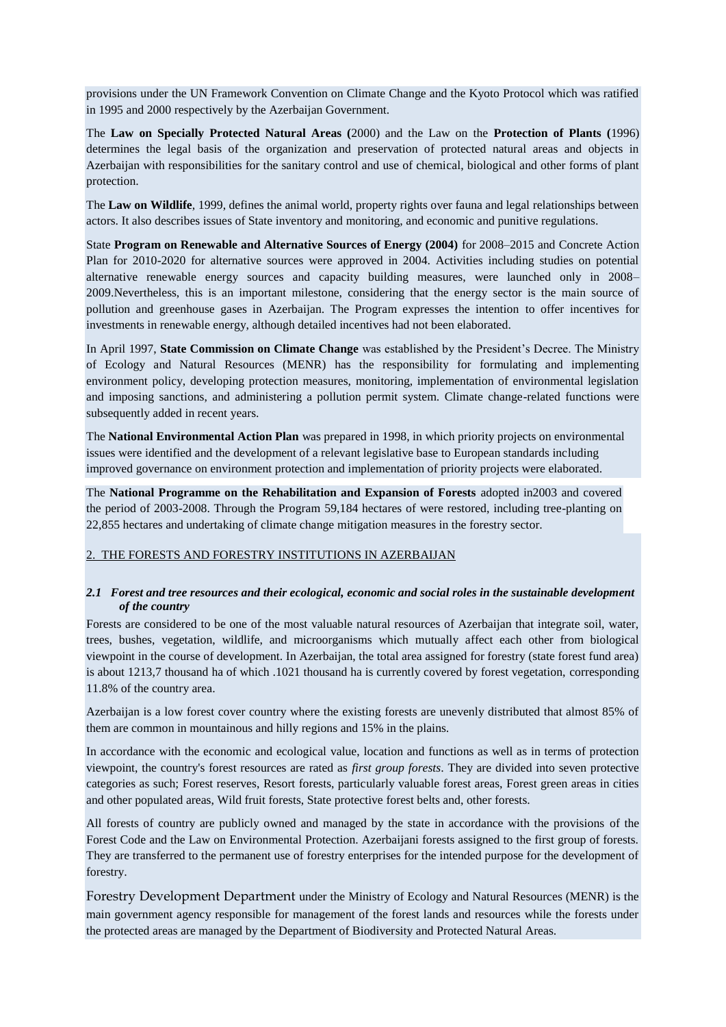provisions under the UN Framework Convention on Climate Change and the Kyoto Protocol which was ratified in 1995 and 2000 respectively by the Azerbaijan Government.

The **Law on Specially Protected Natural Areas (**2000) and the Law on the **Protection of Plants (**1996) determines the legal basis of the organization and preservation of protected natural areas and objects in Azerbaijan with responsibilities for the sanitary control and use of chemical, biological and other forms of plant protection.

The **Law on Wildlife**, 1999, defines the animal world, property rights over fauna and legal relationships between actors. It also describes issues of State inventory and monitoring, and economic and punitive regulations.

State **Program on Renewable and Alternative Sources of Energy (2004)** for 2008–2015 and Concrete Action Plan for 2010-2020 for alternative sources were approved in 2004. Activities including studies on potential alternative renewable energy sources and capacity building measures, were launched only in 2008–2009.Nevertheless, this is an important milestone, considering that the energy sector is the main source of pollution and greenhouse gases in Azerbaijan. The Program expresses the intention to offer incentives for investments in renewable energy, although detailed incentives had not been elaborated.

In April 1997, **State Commission on Climate Change** was established by the President's Decree. The Ministry of Ecology and Natural Resources (MENR) has the responsibility for formulating and implementing environment policy, developing protection measures, monitoring, implementation of environmental legislation and imposing sanctions, and administering a pollution permit system. Climate change-related functions were subsequently added in recent years.

The **National Environmental Action Plan** was prepared in 1998, in which priority projects on environmental issues were identified and the development of a relevant legislative base to European standards including improved governance on environment protection and implementation of priority projects were elaborated.

The **National Programme on the Rehabilitation and Expansion of Forests** adopted in2003 and covered the period of 2003-2008. Through the Program 59,184 hectares of were restored, including tree-planting on 22,855 hectares and undertaking of climate change mitigation measures in the forestry sector.

## 2. THE FORESTS AND FORESTRY INSTITUTIONS IN AZERBAIJAN

### *2.1 Forest and tree resources and their ecological, economic and social roles in the sustainable development of the country*

Forests are considered to be one of the most valuable natural resources of Azerbaijan that integrate soil, water, trees, bushes, vegetation, wildlife, and microorganisms which mutually affect each other from biological viewpoint in the course of development. In Azerbaijan, the total area assigned for forestry (state forest fund area) is about 1213,7 thousand ha of which .1021 thousand ha is currently covered by forest vegetation, corresponding 11.8% of the country area.

Azerbaijan is a low forest cover country where the existing forests are unevenly distributed that almost 85% of them are common in mountainous and hilly regions and 15% in the plains.

In accordance with the economic and ecological value, location and functions as well as in terms of protection viewpoint, the country's forest resources are rated as *first group forests*. They are divided into seven protective categories as such; Forest reserves, Resort forests, particularly valuable forest areas, Forest green areas in cities and other populated areas, Wild fruit forests, State protective forest belts and, other forests.

All forests of country are publicly owned and managed by the state in accordance with the provisions of the Forest Code and the Law on Environmental Protection. Azerbaijani forests assigned to the first group of forests. They are transferred to the permanent use of forestry enterprises for the intended purpose for the development of forestry.

Forestry Development Department under the Ministry of Ecology and Natural Resources (MENR) is the main government agency responsible for management of the forest lands and resources while the forests under the protected areas are managed by the Department of Biodiversity and Protected Natural Areas.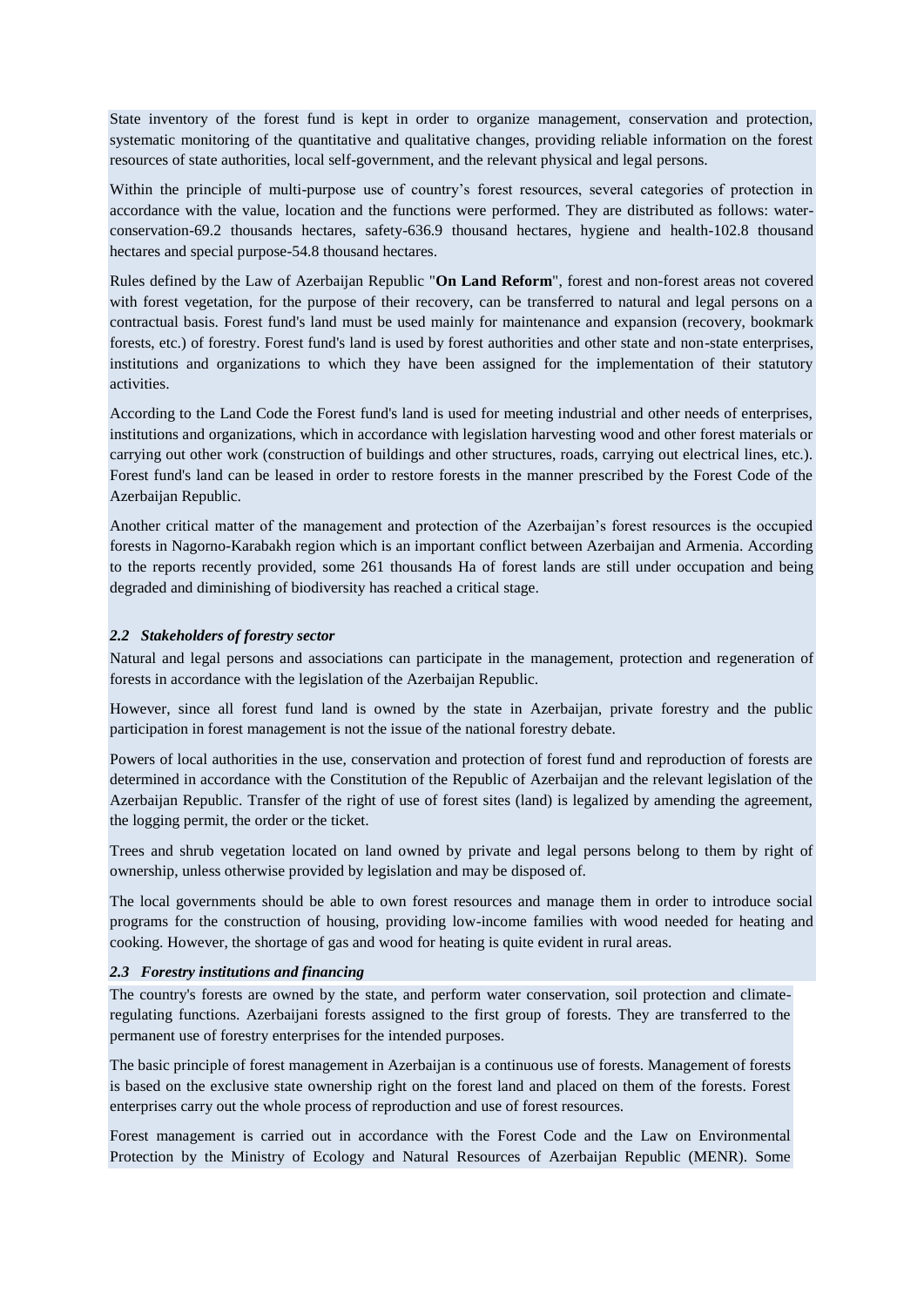State inventory of the forest fund is kept in order to organize management, conservation and protection, systematic monitoring of the quantitative and qualitative changes, providing reliable information on the forest resources of state authorities, local self-government, and the relevant physical and legal persons.

Within the principle of multi-purpose use of country's forest resources, several categories of protection in accordance with the value, location and the functions were performed. They are distributed as follows: water-conservation-69.2 thousands hectares, safety-636.9 thousand hectares, hygiene and health-102.8 thousand hectares and special purpose-54.8 thousand hectares.

Rules defined by the Law of Azerbaijan Republic "**On Land Reform**", forest and non-forest areas not covered with forest vegetation, for the purpose of their recovery, can be transferred to natural and legal persons on a contractual basis. Forest fund's land must be used mainly for maintenance and expansion (recovery, bookmark forests, etc.) of forestry. Forest fund's land is used by forest authorities and other state and non-state enterprises, institutions and organizations to which they have been assigned for the implementation of their statutory activities.

According to the Land Code the Forest fund's land is used for meeting industrial and other needs of enterprises, institutions and organizations, which in accordance with legislation harvesting wood and other forest materials or carrying out other work (construction of buildings and other structures, roads, carrying out electrical lines, etc.). Forest fund's land can be leased in order to restore forests in the manner prescribed by the Forest Code of the Azerbaijan Republic.

Another critical matter of the management and protection of the Azerbaijan's forest resources is the occupied forests in Nagorno-Karabakh region which is an important conflict between Azerbaijan and Armenia. According to the reports recently provided, some 261 thousands Ha of forest lands are still under occupation and being degraded and diminishing of biodiversity has reached a critical stage.

### *2.2 Stakeholders of forestry sector*

Natural and legal persons and associations can participate in the management, protection and regeneration of forests in accordance with the legislation of the Azerbaijan Republic.

However, since all forest fund land is owned by the state in Azerbaijan, private forestry and the public participation in forest management is not the issue of the national forestry debate.

Powers of local authorities in the use, conservation and protection of forest fund and reproduction of forests are determined in accordance with the Constitution of the Republic of Azerbaijan and the relevant legislation of the Azerbaijan Republic. Transfer of the right of use of forest sites (land) is legalized by amending the agreement, the logging permit, the order or the ticket.

Trees and shrub vegetation located on land owned by private and legal persons belong to them by right of ownership, unless otherwise provided by legislation and may be disposed of.

The local governments should be able to own forest resources and manage them in order to introduce social programs for the construction of housing, providing low-income families with wood needed for heating and cooking. However, the shortage of gas and wood for heating is quite evident in rural areas.

### *2.3 Forestry institutions and financing*

The country's forests are owned by the state, and perform water conservation, soil protection and climate-regulating functions. Azerbaijani forests assigned to the first group of forests. They are transferred to the permanent use of forestry enterprises for the intended purposes.

The basic principle of forest management in Azerbaijan is a continuous use of forests. Management of forests is based on the exclusive state ownership right on the forest land and placed on them of the forests. Forest enterprises carry out the whole process of reproduction and use of forest resources.

Forest management is carried out in accordance with the Forest Code and the Law on Environmental Protection by the Ministry of Ecology and Natural Resources of Azerbaijan Republic (MENR). Some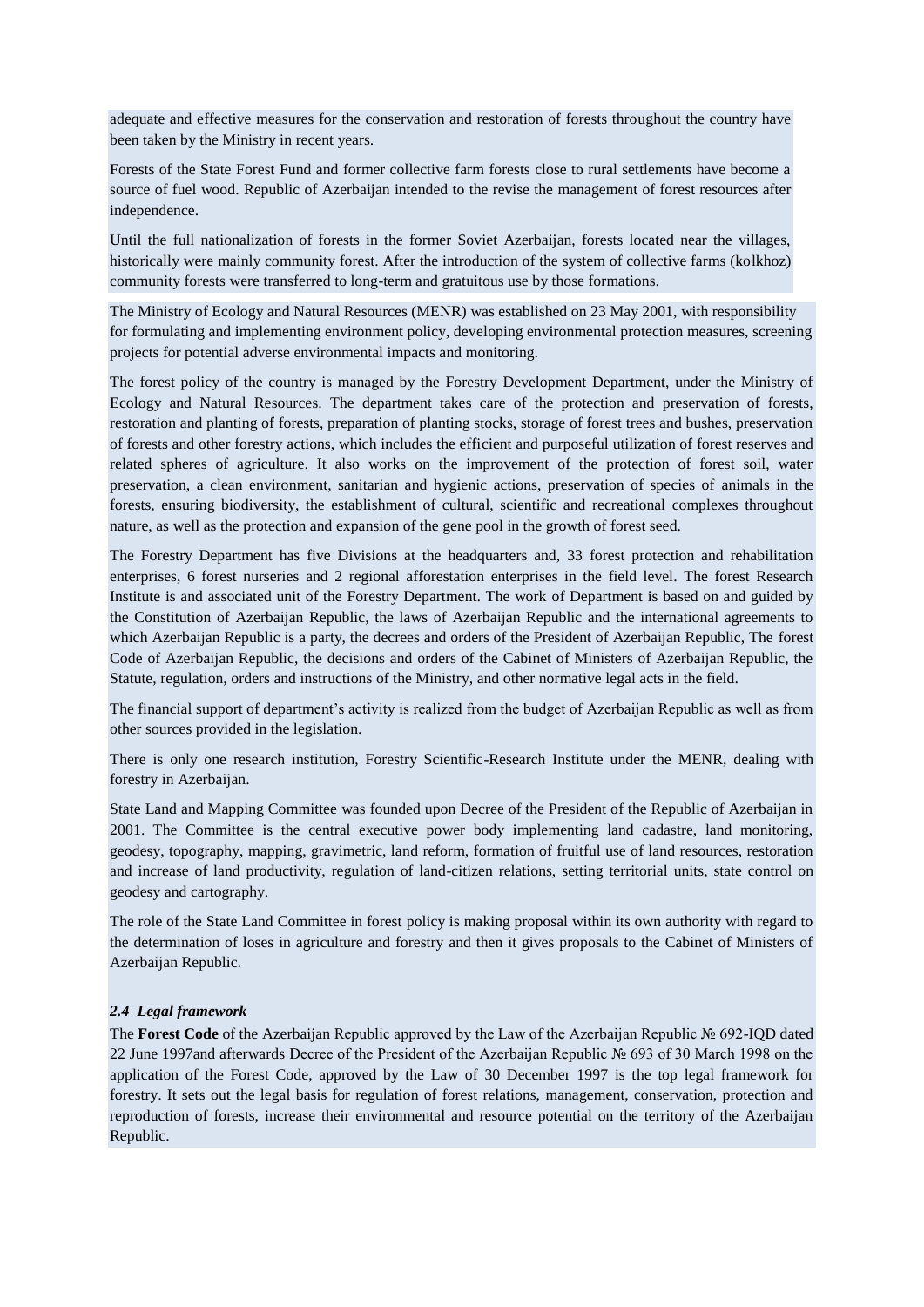adequate and effective measures for the conservation and restoration of forests throughout the country have been taken by the Ministry in recent years.

Forests of the State Forest Fund and former collective farm forests close to rural settlements have become a source of fuel wood. Republic of Azerbaijan intended to the revise the management of forest resources after independence.

Until the full nationalization of forests in the former Soviet Azerbaijan, forests located near the villages, historically were mainly community forest. After the introduction of the system of collective farms (kolkhoz) community forests were transferred to long-term and gratuitous use by those formations.

The Ministry of Ecology and Natural Resources (MENR) was established on 23 May 2001, with responsibility for formulating and implementing environment policy, developing environmental protection measures, screening projects for potential adverse environmental impacts and monitoring.

The forest policy of the country is managed by the Forestry Development Department, under the Ministry of Ecology and Natural Resources. The department takes care of the protection and preservation of forests, restoration and planting of forests, preparation of planting stocks, storage of forest trees and bushes, preservation of forests and other forestry actions, which includes the efficient and purposeful utilization of forest reserves and related spheres of agriculture. It also works on the improvement of the protection of forest soil, water preservation, a clean environment, sanitarian and hygienic actions, preservation of species of animals in the forests, ensuring biodiversity, the establishment of cultural, scientific and recreational complexes throughout nature, as well as the protection and expansion of the gene pool in the growth of forest seed.

The Forestry Department has five Divisions at the headquarters and, 33 forest protection and rehabilitation enterprises, 6 forest nurseries and 2 regional afforestation enterprises in the field level. The forest Research Institute is and associated unit of the Forestry Department. The work of Department is based on and guided by the Constitution of Azerbaijan Republic, the laws of Azerbaijan Republic and the international agreements to which Azerbaijan Republic is a party, the decrees and orders of the President of Azerbaijan Republic, The forest Code of Azerbaijan Republic, the decisions and orders of the Cabinet of Ministers of Azerbaijan Republic, the Statute, regulation, orders and instructions of the Ministry, and other normative legal acts in the field.

The financial support of department's activity is realized from the budget of Azerbaijan Republic as well as from other sources provided in the legislation.

There is only one research institution, Forestry Scientific-Research Institute under the MENR, dealing with forestry in Azerbaijan.

State Land and Mapping Committee was founded upon Decree of the President of the Republic of Azerbaijan in 2001. The Committee is the central executive power body implementing land cadastre, land monitoring, geodesy, topography, mapping, gravimetric, land reform, formation of fruitful use of land resources, restoration and increase of land productivity, regulation of land-citizen relations, setting territorial units, state control on geodesy and cartography.

The role of the State Land Committee in forest policy is making proposal within its own authority with regard to the determination of loses in agriculture and forestry and then it gives proposals to the Cabinet of Ministers of Azerbaijan Republic.

### *2.4 Legal framework*

The **Forest Code** of the Azerbaijan Republic approved by the Law of the Azerbaijan Republic № 692-IQD dated 22 June 1997and afterwards Decree of the President of the Azerbaijan Republic № 693 of 30 March 1998 on the application of the Forest Code, approved by the Law of 30 December 1997 is the top legal framework for forestry. It sets out the legal basis for regulation of forest relations, management, conservation, protection and reproduction of forests, increase their environmental and resource potential on the territory of the Azerbaijan Republic.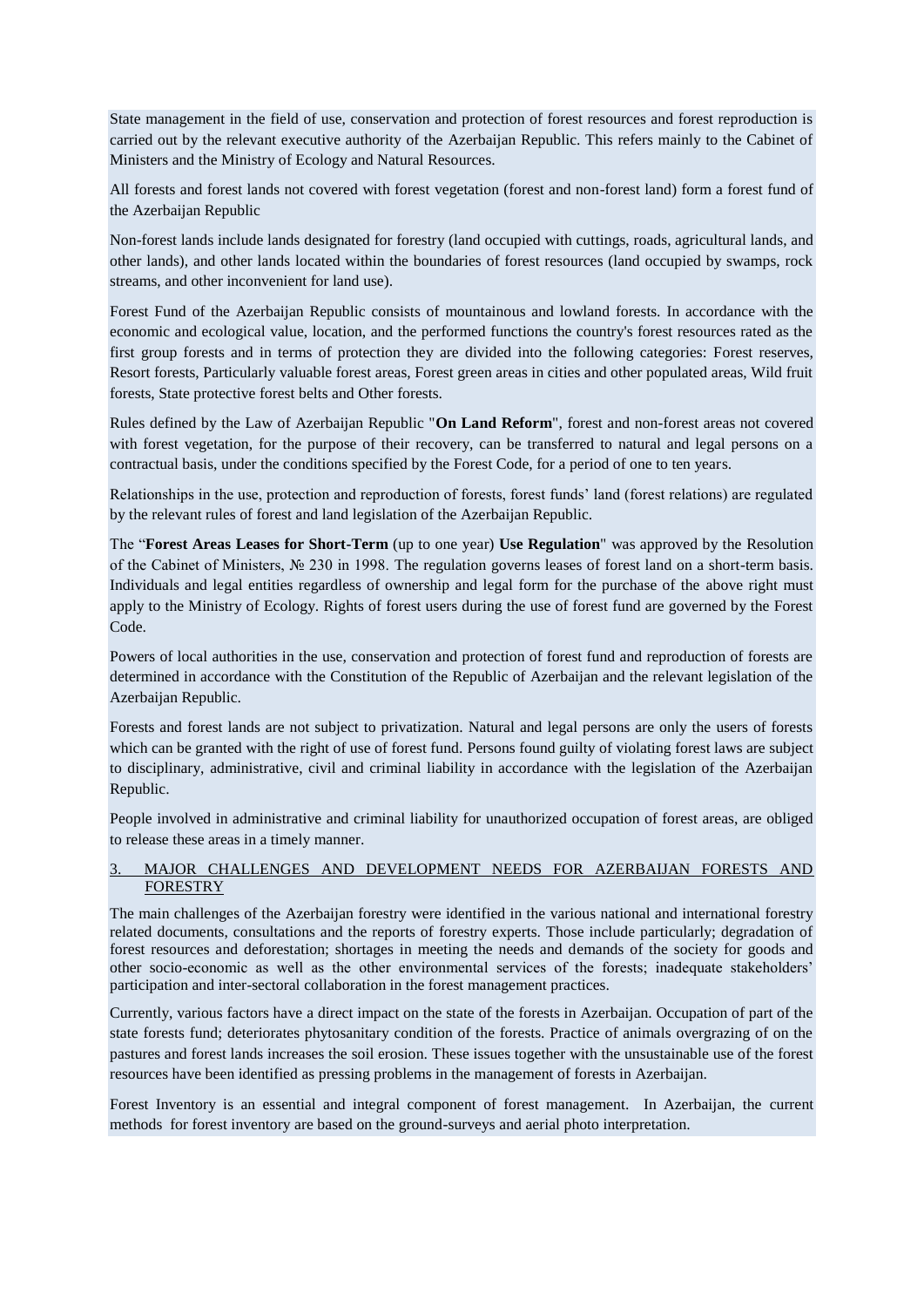State management in the field of use, conservation and protection of forest resources and forest reproduction is carried out by the relevant executive authority of the Azerbaijan Republic. This refers mainly to the Cabinet of Ministers and the Ministry of Ecology and Natural Resources.

All forests and forest lands not covered with forest vegetation (forest and non-forest land) form a forest fund of the Azerbaijan Republic

Non-forest lands include lands designated for forestry (land occupied with cuttings, roads, agricultural lands, and other lands), and other lands located within the boundaries of forest resources (land occupied by swamps, rock streams, and other inconvenient for land use).

Forest Fund of the Azerbaijan Republic consists of mountainous and lowland forests. In accordance with the economic and ecological value, location, and the performed functions the country's forest resources rated as the first group forests and in terms of protection they are divided into the following categories: Forest reserves, Resort forests, Particularly valuable forest areas, Forest green areas in cities and other populated areas, Wild fruit forests, State protective forest belts and Other forests.

Rules defined by the Law of Azerbaijan Republic "**On Land Reform**", forest and non-forest areas not covered with forest vegetation, for the purpose of their recovery, can be transferred to natural and legal persons on a contractual basis, under the conditions specified by the Forest Code, for a period of one to ten years.

Relationships in the use, protection and reproduction of forests, forest funds' land (forest relations) are regulated by the relevant rules of forest and land legislation of the Azerbaijan Republic.

The "**Forest Areas Leases for Short-Term** (up to one year) **Use Regulation**" was approved by the Resolution of the Cabinet of Ministers, № 230 in 1998. The regulation governs leases of forest land on a short-term basis. Individuals and legal entities regardless of ownership and legal form for the purchase of the above right must apply to the Ministry of Ecology. Rights of forest users during the use of forest fund are governed by the Forest Code.

Powers of local authorities in the use, conservation and protection of forest fund and reproduction of forests are determined in accordance with the Constitution of the Republic of Azerbaijan and the relevant legislation of the Azerbaijan Republic.

Forests and forest lands are not subject to privatization. Natural and legal persons are only the users of forests which can be granted with the right of use of forest fund. Persons found guilty of violating forest laws are subject to disciplinary, administrative, civil and criminal liability in accordance with the legislation of the Azerbaijan Republic.

People involved in administrative and criminal liability for unauthorized occupation of forest areas, are obliged to release these areas in a timely manner.

## 3. MAJOR CHALLENGES AND DEVELOPMENT NEEDS FOR AZERBAIJAN FORESTS AND FORESTRY

The main challenges of the Azerbaijan forestry were identified in the various national and international forestry related documents, consultations and the reports of forestry experts. Those include particularly; degradation of forest resources and deforestation; shortages in meeting the needs and demands of the society for goods and other socio-economic as well as the other environmental services of the forests; inadequate stakeholders' participation and inter-sectoral collaboration in the forest management practices.

Currently, various factors have a direct impact on the state of the forests in Azerbaijan. Occupation of part of the state forests fund; deteriorates phytosanitary condition of the forests. Practice of animals overgrazing of on the pastures and forest lands increases the soil erosion. These issues together with the unsustainable use of the forest resources have been identified as pressing problems in the management of forests in Azerbaijan.

Forest Inventory is an essential and integral component of forest management. In Azerbaijan, the current methods for forest inventory are based on the ground-surveys and aerial photo interpretation.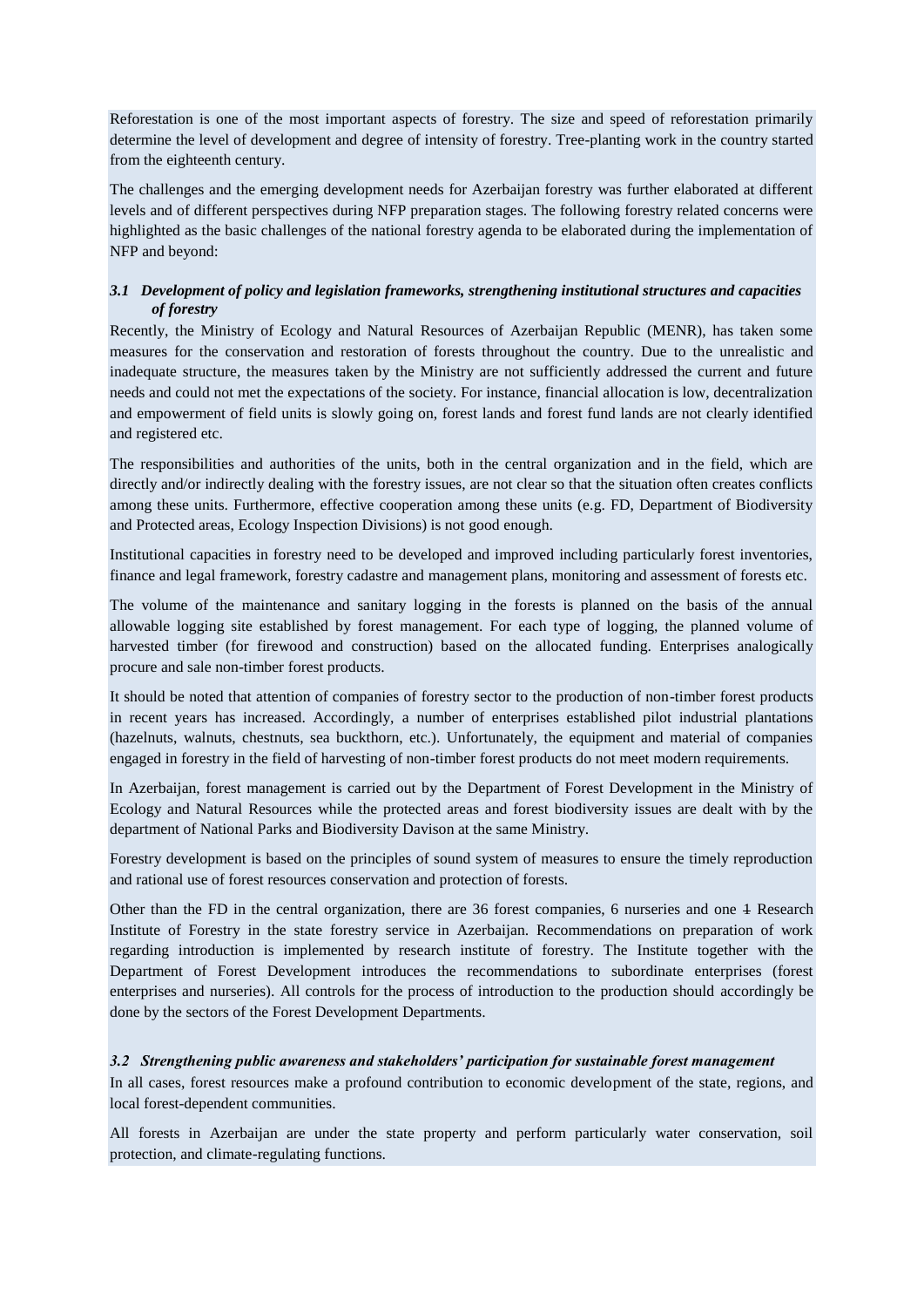Reforestation is one of the most important aspects of forestry. The size and speed of reforestation primarily determine the level of development and degree of intensity of forestry. Tree-planting work in the country started from the eighteenth century.

The challenges and the emerging development needs for Azerbaijan forestry was further elaborated at different levels and of different perspectives during NFP preparation stages. The following forestry related concerns were highlighted as the basic challenges of the national forestry agenda to be elaborated during the implementation of NFP and beyond:

### *3.1 Development of policy and legislation frameworks, strengthening institutional structures and capacities of forestry*

Recently, the Ministry of Ecology and Natural Resources of Azerbaijan Republic (MENR), has taken some measures for the conservation and restoration of forests throughout the country. Due to the unrealistic and inadequate structure, the measures taken by the Ministry are not sufficiently addressed the current and future needs and could not met the expectations of the society. For instance, financial allocation is low, decentralization and empowerment of field units is slowly going on, forest lands and forest fund lands are not clearly identified and registered etc.

The responsibilities and authorities of the units, both in the central organization and in the field, which are directly and/or indirectly dealing with the forestry issues, are not clear so that the situation often creates conflicts among these units. Furthermore, effective cooperation among these units (e.g. FD, Department of Biodiversity and Protected areas, Ecology Inspection Divisions) is not good enough.

Institutional capacities in forestry need to be developed and improved including particularly forest inventories, finance and legal framework, forestry cadastre and management plans, monitoring and assessment of forests etc.

The volume of the maintenance and sanitary logging in the forests is planned on the basis of the annual allowable logging site established by forest management. For each type of logging, the planned volume of harvested timber (for firewood and construction) based on the allocated funding. Enterprises analogically procure and sale non-timber forest products.

It should be noted that attention of companies of forestry sector to the production of non-timber forest products in recent years has increased. Accordingly, a number of enterprises established pilot industrial plantations (hazelnuts, walnuts, chestnuts, sea buckthorn, etc.). Unfortunately, the equipment and material of companies engaged in forestry in the field of harvesting of non-timber forest products do not meet modern requirements.

In Azerbaijan, forest management is carried out by the Department of Forest Development in the Ministry of Ecology and Natural Resources while the protected areas and forest biodiversity issues are dealt with by the department of National Parks and Biodiversity Davison at the same Ministry.

Forestry development is based on the principles of sound system of measures to ensure the timely reproduction and rational use of forest resources conservation and protection of forests.

Other than the FD in the central organization, there are 36 forest companies, 6 nurseries and one ~~1~~ Research Institute of Forestry in the state forestry service in Azerbaijan. Recommendations on preparation of work regarding introduction is implemented by research institute of forestry. The Institute together with the Department of Forest Development introduces the recommendations to subordinate enterprises (forest enterprises and nurseries). All controls for the process of introduction to the production should accordingly be done by the sectors of the Forest Development Departments.

### *3.2 Strengthening public awareness and stakeholders' participation for sustainable forest management*

In all cases, forest resources make a profound contribution to economic development of the state, regions, and local forest-dependent communities.

All forests in Azerbaijan are under the state property and perform particularly water conservation, soil protection, and climate-regulating functions.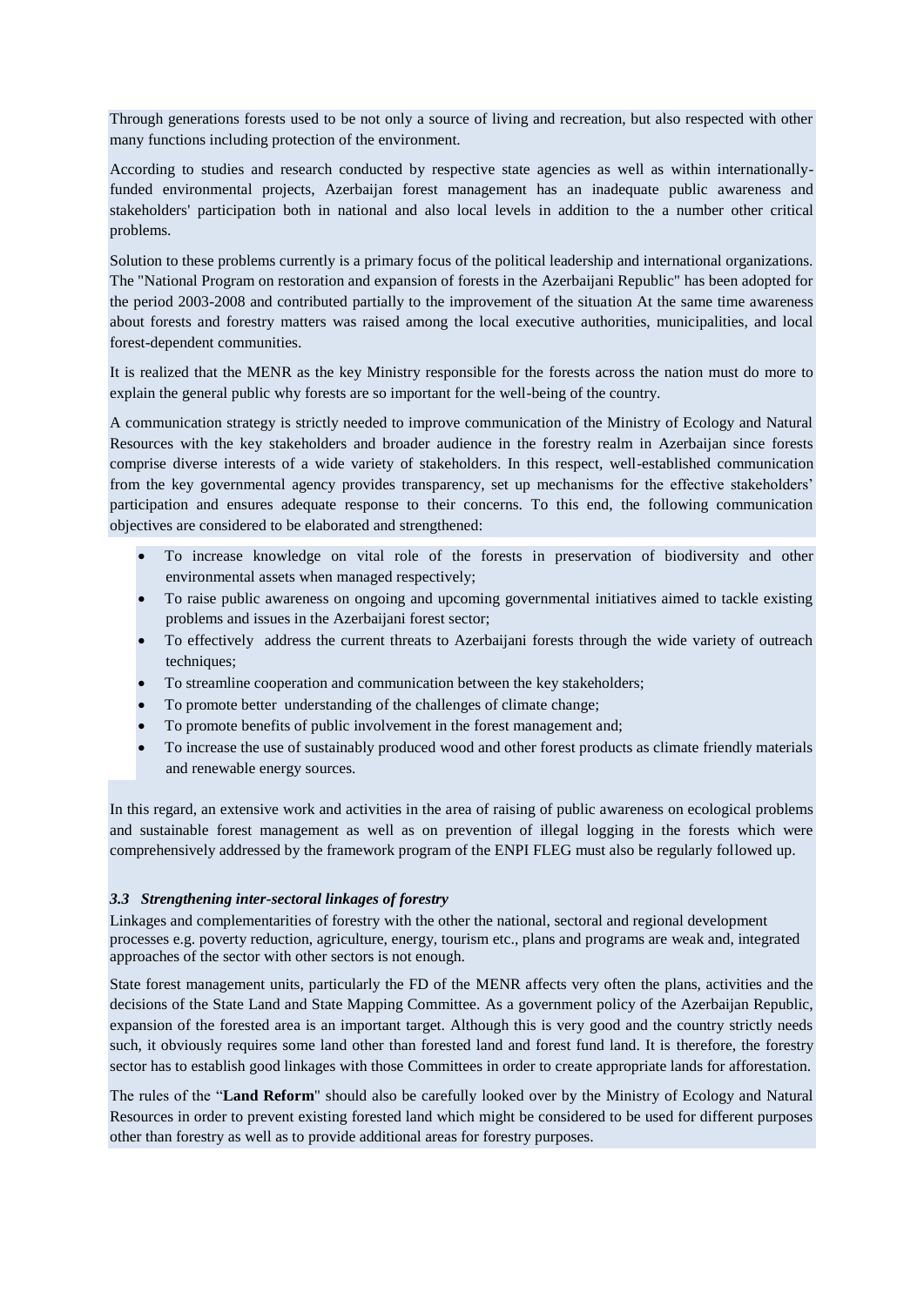Through generations forests used to be not only a source of living and recreation, but also respected with other many functions including protection of the environment.

According to studies and research conducted by respective state agencies as well as within internationally-funded environmental projects, Azerbaijan forest management has an inadequate public awareness and stakeholders' participation both in national and also local levels in addition to the a number other critical problems.

Solution to these problems currently is a primary focus of the political leadership and international organizations. The "National Program on restoration and expansion of forests in the Azerbaijani Republic" has been adopted for the period 2003-2008 and contributed partially to the improvement of the situation At the same time awareness about forests and forestry matters was raised among the local executive authorities, municipalities, and local forest-dependent communities.

It is realized that the MENR as the key Ministry responsible for the forests across the nation must do more to explain the general public why forests are so important for the well-being of the country.

A communication strategy is strictly needed to improve communication of the Ministry of Ecology and Natural Resources with the key stakeholders and broader audience in the forestry realm in Azerbaijan since forests comprise diverse interests of a wide variety of stakeholders. In this respect, well-established communication from the key governmental agency provides transparency, set up mechanisms for the effective stakeholders' participation and ensures adequate response to their concerns. To this end, the following communication objectives are considered to be elaborated and strengthened:

- To increase knowledge on vital role of the forests in preservation of biodiversity and other environmental assets when managed respectively;
- To raise public awareness on ongoing and upcoming governmental initiatives aimed to tackle existing problems and issues in the Azerbaijani forest sector;
- To effectively address the current threats to Azerbaijani forests through the wide variety of outreach techniques;
- To streamline cooperation and communication between the key stakeholders;
- To promote better understanding of the challenges of climate change;
- To promote benefits of public involvement in the forest management and;
- To increase the use of sustainably produced wood and other forest products as climate friendly materials and renewable energy sources.

In this regard, an extensive work and activities in the area of raising of public awareness on ecological problems and sustainable forest management as well as on prevention of illegal logging in the forests which were comprehensively addressed by the framework program of the ENPI FLEG must also be regularly followed up.

### *3.3 Strengthening inter-sectoral linkages of forestry*

Linkages and complementarities of forestry with the other the national, sectoral and regional development processes e.g. poverty reduction, agriculture, energy, tourism etc., plans and programs are weak and, integrated approaches of the sector with other sectors is not enough.

State forest management units, particularly the FD of the MENR affects very often the plans, activities and the decisions of the State Land and State Mapping Committee. As a government policy of the Azerbaijan Republic, expansion of the forested area is an important target. Although this is very good and the country strictly needs such, it obviously requires some land other than forested land and forest fund land. It is therefore, the forestry sector has to establish good linkages with those Committees in order to create appropriate lands for afforestation.

The rules of the "**Land Reform**" should also be carefully looked over by the Ministry of Ecology and Natural Resources in order to prevent existing forested land which might be considered to be used for different purposes other than forestry as well as to provide additional areas for forestry purposes.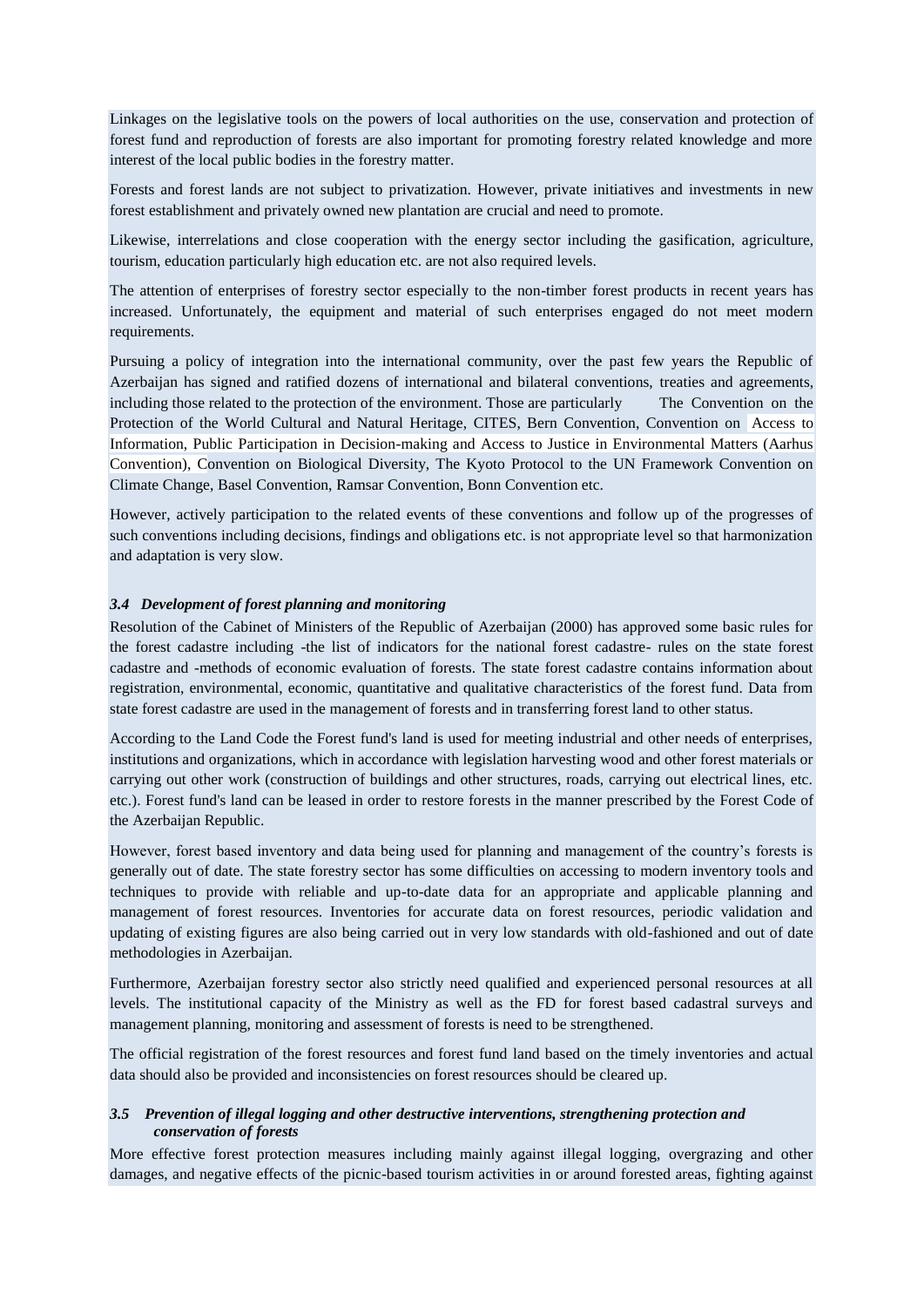Linkages on the legislative tools on the powers of local authorities on the use, conservation and protection of forest fund and reproduction of forests are also important for promoting forestry related knowledge and more interest of the local public bodies in the forestry matter.

Forests and forest lands are not subject to privatization. However, private initiatives and investments in new forest establishment and privately owned new plantation are crucial and need to promote.

Likewise, interrelations and close cooperation with the energy sector including the gasification, agriculture, tourism, education particularly high education etc. are not also required levels.

The attention of enterprises of forestry sector especially to the non-timber forest products in recent years has increased. Unfortunately, the equipment and material of such enterprises engaged do not meet modern requirements.

Pursuing a policy of integration into the international community, over the past few years the Republic of Azerbaijan has signed and ratified dozens of international and bilateral conventions, treaties and agreements, including those related to the protection of the environment. Those are particularly The Convention on the Protection of the World Cultural and Natural Heritage, CITES, Bern Convention, Convention on Access to Information, Public Participation in Decision-making and Access to Justice in Environmental Matters (Aarhus Convention), Convention on Biological Diversity, The Kyoto Protocol to the UN Framework Convention on Climate Change, Basel Convention, Ramsar Convention, Bonn Convention etc.

However, actively participation to the related events of these conventions and follow up of the progresses of such conventions including decisions, findings and obligations etc. is not appropriate level so that harmonization and adaptation is very slow.

### *3.4 Development of forest planning and monitoring*

Resolution of the Cabinet of Ministers of the Republic of Azerbaijan (2000) has approved some basic rules for the forest cadastre including -the list of indicators for the national forest cadastre- rules on the state forest cadastre and -methods of economic evaluation of forests. The state forest cadastre contains information about registration, environmental, economic, quantitative and qualitative characteristics of the forest fund. Data from state forest cadastre are used in the management of forests and in transferring forest land to other status.

According to the Land Code the Forest fund's land is used for meeting industrial and other needs of enterprises, institutions and organizations, which in accordance with legislation harvesting wood and other forest materials or carrying out other work (construction of buildings and other structures, roads, carrying out electrical lines, etc. etc.). Forest fund's land can be leased in order to restore forests in the manner prescribed by the Forest Code of the Azerbaijan Republic.

However, forest based inventory and data being used for planning and management of the country's forests is generally out of date. The state forestry sector has some difficulties on accessing to modern inventory tools and techniques to provide with reliable and up-to-date data for an appropriate and applicable planning and management of forest resources. Inventories for accurate data on forest resources, periodic validation and updating of existing figures are also being carried out in very low standards with old-fashioned and out of date methodologies in Azerbaijan.

Furthermore, Azerbaijan forestry sector also strictly need qualified and experienced personal resources at all levels. The institutional capacity of the Ministry as well as the FD for forest based cadastral surveys and management planning, monitoring and assessment of forests is need to be strengthened.

The official registration of the forest resources and forest fund land based on the timely inventories and actual data should also be provided and inconsistencies on forest resources should be cleared up.

### *3.5 Prevention of illegal logging and other destructive interventions, strengthening protection and conservation of forests*

More effective forest protection measures including mainly against illegal logging, overgrazing and other damages, and negative effects of the picnic-based tourism activities in or around forested areas, fighting against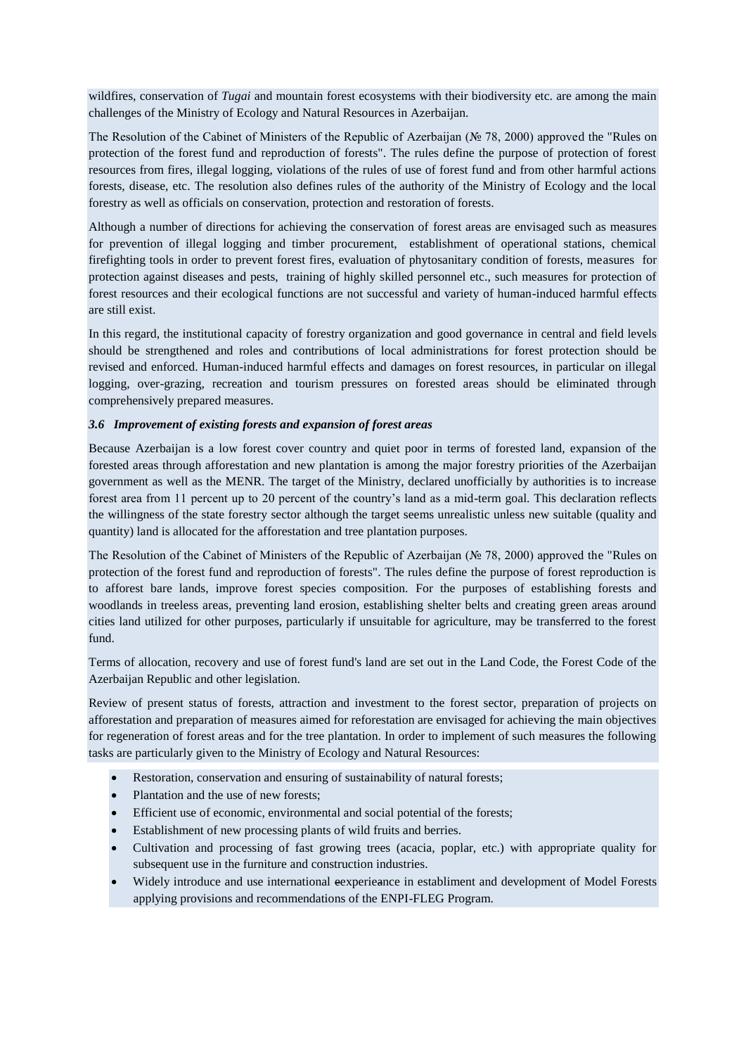wildfires, conservation of *Tugai* and mountain forest ecosystems with their biodiversity etc. are among the main challenges of the Ministry of Ecology and Natural Resources in Azerbaijan.

The Resolution of the Cabinet of Ministers of the Republic of Azerbaijan (№ 78, 2000) approved the "Rules on protection of the forest fund and reproduction of forests". The rules define the purpose of protection of forest resources from fires, illegal logging, violations of the rules of use of forest fund and from other harmful actions forests, disease, etc. The resolution also defines rules of the authority of the Ministry of Ecology and the local forestry as well as officials on conservation, protection and restoration of forests.

Although a number of directions for achieving the conservation of forest areas are envisaged such as measures for prevention of illegal logging and timber procurement, establishment of operational stations, chemical firefighting tools in order to prevent forest fires, evaluation of phytosanitary condition of forests, measures for protection against diseases and pests, training of highly skilled personnel etc., such measures for protection of forest resources and their ecological functions are not successful and variety of human-induced harmful effects are still exist.

In this regard, the institutional capacity of forestry organization and good governance in central and field levels should be strengthened and roles and contributions of local administrations for forest protection should be revised and enforced. Human-induced harmful effects and damages on forest resources, in particular on illegal logging, over-grazing, recreation and tourism pressures on forested areas should be eliminated through comprehensively prepared measures.

### *3.6 Improvement of existing forests and expansion of forest areas*

Because Azerbaijan is a low forest cover country and quiet poor in terms of forested land, expansion of the forested areas through afforestation and new plantation is among the major forestry priorities of the Azerbaijan government as well as the MENR. The target of the Ministry, declared unofficially by authorities is to increase forest area from 11 percent up to 20 percent of the country's land as a mid-term goal. This declaration reflects the willingness of the state forestry sector although the target seems unrealistic unless new suitable (quality and quantity) land is allocated for the afforestation and tree plantation purposes.

The Resolution of the Cabinet of Ministers of the Republic of Azerbaijan (№ 78, 2000) approved the "Rules on protection of the forest fund and reproduction of forests". The rules define the purpose of forest reproduction is to afforest bare lands, improve forest species composition. For the purposes of establishing forests and woodlands in treeless areas, preventing land erosion, establishing shelter belts and creating green areas around cities land utilized for other purposes, particularly if unsuitable for agriculture, may be transferred to the forest fund.

Terms of allocation, recovery and use of forest fund's land are set out in the Land Code, the Forest Code of the Azerbaijan Republic and other legislation.

Review of present status of forests, attraction and investment to the forest sector, preparation of projects on afforestation and preparation of measures aimed for reforestation are envisaged for achieving the main objectives for regeneration of forest areas and for the tree plantation. In order to implement of such measures the following tasks are particularly given to the Ministry of Ecology and Natural Resources:

- Restoration, conservation and ensuring of sustainability of natural forests;
- Plantation and the use of new forests;
- Efficient use of economic, environmental and social potential of the forests;
- Establishment of new processing plants of wild fruits and berries.
- Cultivation and processing of fast growing trees (acacia, poplar, etc.) with appropriate quality for subsequent use in the furniture and construction industries.
- Widely introduce and use international experience in establiment and development of Model Forests applying provisions and recommendations of the ENPI-FLEG Program.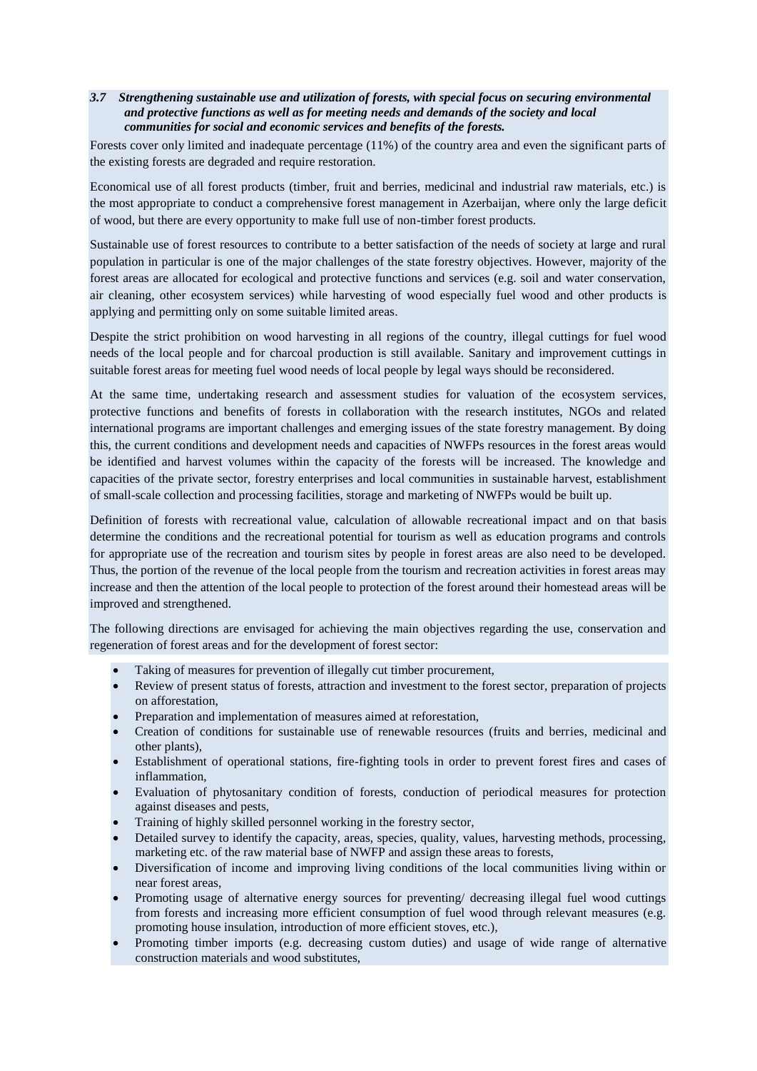### *3.7 Strengthening sustainable use and utilization of forests, with special focus on securing environmental and protective functions as well as for meeting needs and demands of the society and local communities for social and economic services and benefits of the forests.*

Forests cover only limited and inadequate percentage (11%) of the country area and even the significant parts of the existing forests are degraded and require restoration.

Economical use of all forest products (timber, fruit and berries, medicinal and industrial raw materials, etc.) is the most appropriate to conduct a comprehensive forest management in Azerbaijan, where only the large deficit of wood, but there are every opportunity to make full use of non-timber forest products.

Sustainable use of forest resources to contribute to a better satisfaction of the needs of society at large and rural population in particular is one of the major challenges of the state forestry objectives. However, majority of the forest areas are allocated for ecological and protective functions and services (e.g. soil and water conservation, air cleaning, other ecosystem services) while harvesting of wood especially fuel wood and other products is applying and permitting only on some suitable limited areas.

Despite the strict prohibition on wood harvesting in all regions of the country, illegal cuttings for fuel wood needs of the local people and for charcoal production is still available. Sanitary and improvement cuttings in suitable forest areas for meeting fuel wood needs of local people by legal ways should be reconsidered.

At the same time, undertaking research and assessment studies for valuation of the ecosystem services, protective functions and benefits of forests in collaboration with the research institutes, NGOs and related international programs are important challenges and emerging issues of the state forestry management. By doing this, the current conditions and development needs and capacities of NWFPs resources in the forest areas would be identified and harvest volumes within the capacity of the forests will be increased. The knowledge and capacities of the private sector, forestry enterprises and local communities in sustainable harvest, establishment of small-scale collection and processing facilities, storage and marketing of NWFPs would be built up.

Definition of forests with recreational value, calculation of allowable recreational impact and on that basis determine the conditions and the recreational potential for tourism as well as education programs and controls for appropriate use of the recreation and tourism sites by people in forest areas are also need to be developed. Thus, the portion of the revenue of the local people from the tourism and recreation activities in forest areas may increase and then the attention of the local people to protection of the forest around their homestead areas will be improved and strengthened.

The following directions are envisaged for achieving the main objectives regarding the use, conservation and regeneration of forest areas and for the development of forest sector:

- Taking of measures for prevention of illegally cut timber procurement,
- Review of present status of forests, attraction and investment to the forest sector, preparation of projects on afforestation,
- Preparation and implementation of measures aimed at reforestation,
- Creation of conditions for sustainable use of renewable resources (fruits and berries, medicinal and other plants),
- Establishment of operational stations, fire-fighting tools in order to prevent forest fires and cases of inflammation,
- Evaluation of phytosanitary condition of forests, conduction of periodical measures for protection against diseases and pests,
- Training of highly skilled personnel working in the forestry sector,
- Detailed survey to identify the capacity, areas, species, quality, values, harvesting methods, processing, marketing etc. of the raw material base of NWFP and assign these areas to forests,
- Diversification of income and improving living conditions of the local communities living within or near forest areas,
- Promoting usage of alternative energy sources for preventing/ decreasing illegal fuel wood cuttings from forests and increasing more efficient consumption of fuel wood through relevant measures (e.g. promoting house insulation, introduction of more efficient stoves, etc.),
- Promoting timber imports (e.g. decreasing custom duties) and usage of wide range of alternative construction materials and wood substitutes,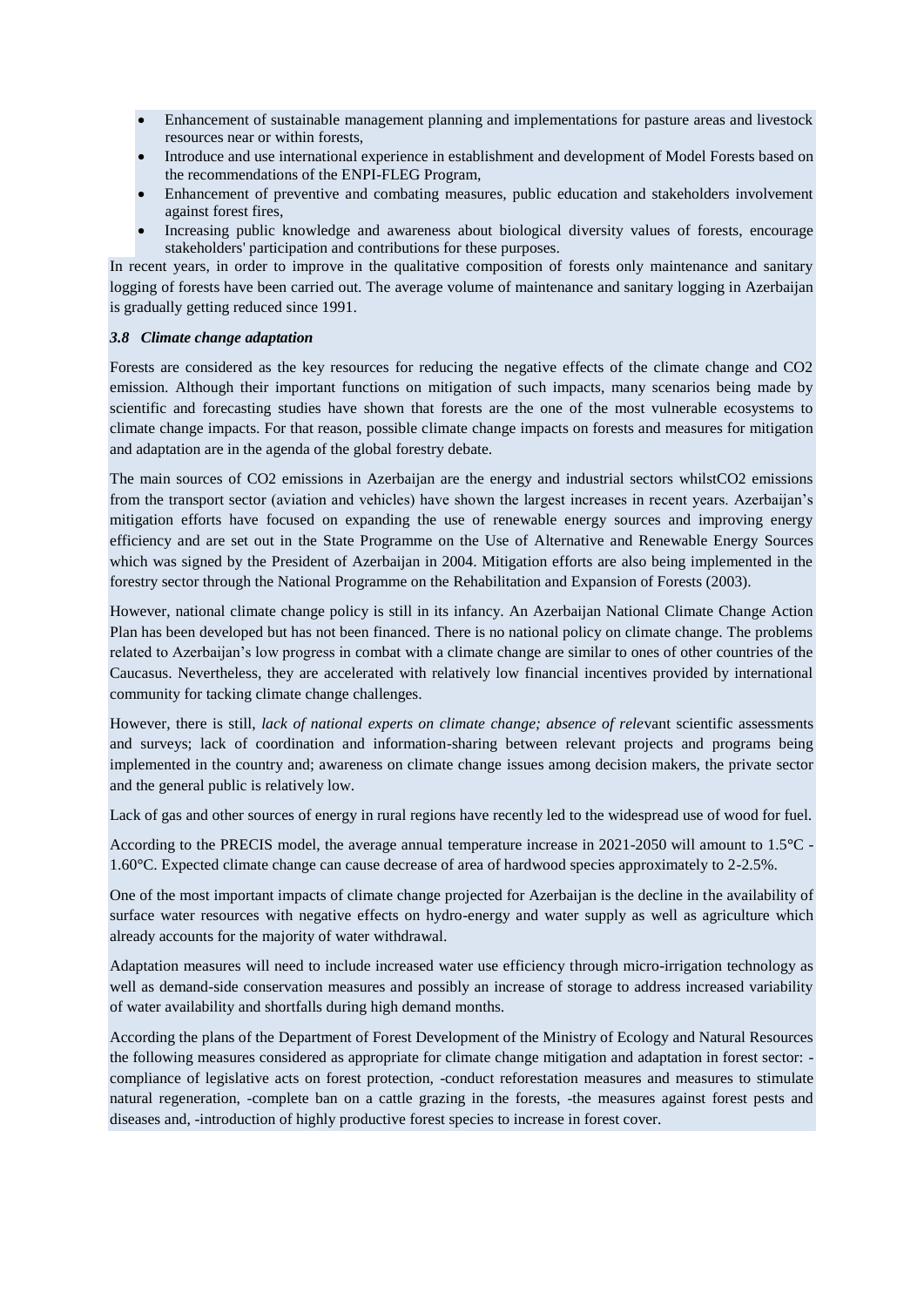- Enhancement of sustainable management planning and implementations for pasture areas and livestock resources near or within forests,
- Introduce and use international experience in establishment and development of Model Forests based on the recommendations of the ENPI-FLEG Program,
- Enhancement of preventive and combating measures, public education and stakeholders involvement against forest fires,
- Increasing public knowledge and awareness about biological diversity values of forests, encourage stakeholders' participation and contributions for these purposes.

In recent years, in order to improve in the qualitative composition of forests only maintenance and sanitary logging of forests have been carried out. The average volume of maintenance and sanitary logging in Azerbaijan is gradually getting reduced since 1991.

### *3.8 Climate change adaptation*

Forests are considered as the key resources for reducing the negative effects of the climate change and $CO_2$ emission. Although their important functions on mitigation of such impacts, many scenarios being made by scientific and forecasting studies have shown that forests are the one of the most vulnerable ecosystems to climate change impacts. For that reason, possible climate change impacts on forests and measures for mitigation and adaptation are in the agenda of the global forestry debate.

The main sources of $CO_2$ emissions in Azerbaijan are the energy and industrial sectors whilst$CO_2$ emissions from the transport sector (aviation and vehicles) have shown the largest increases in recent years. Azerbaijan's mitigation efforts have focused on expanding the use of renewable energy sources and improving energy efficiency and are set out in the State Programme on the Use of Alternative and Renewable Energy Sources which was signed by the President of Azerbaijan in 2004. Mitigation efforts are also being implemented in the forestry sector through the National Programme on the Rehabilitation and Expansion of Forests (2003).

However, national climate change policy is still in its infancy. An Azerbaijan National Climate Change Action Plan has been developed but has not been financed. There is no national policy on climate change. The problems related to Azerbaijan's low progress in combat with a climate change are similar to ones of other countries of the Caucasus. Nevertheless, they are accelerated with relatively low financial incentives provided by international community for tacking climate change challenges.

However, there is still, *lack of national experts on climate change; absence of rele*vant scientific assessments and surveys; lack of coordination and information-sharing between relevant projects and programs being implemented in the country and; awareness on climate change issues among decision makers, the private sector and the general public is relatively low.

Lack of gas and other sources of energy in rural regions have recently led to the widespread use of wood for fuel.

According to the PRECIS model, the average annual temperature increase in 2021-2050 will amount to 1.5°C - 1.60°C. Expected climate change can cause decrease of area of hardwood species approximately to 2-2.5%.

One of the most important impacts of climate change projected for Azerbaijan is the decline in the availability of surface water resources with negative effects on hydro-energy and water supply as well as agriculture which already accounts for the majority of water withdrawal.

Adaptation measures will need to include increased water use efficiency through micro-irrigation technology as well as demand-side conservation measures and possibly an increase of storage to address increased variability of water availability and shortfalls during high demand months.

According the plans of the Department of Forest Development of the Ministry of Ecology and Natural Resources the following measures considered as appropriate for climate change mitigation and adaptation in forest sector: -compliance of legislative acts on forest protection, -conduct reforestation measures and measures to stimulate natural regeneration, -complete ban on a cattle grazing in the forests, -the measures against forest pests and diseases and, -introduction of highly productive forest species to increase in forest cover.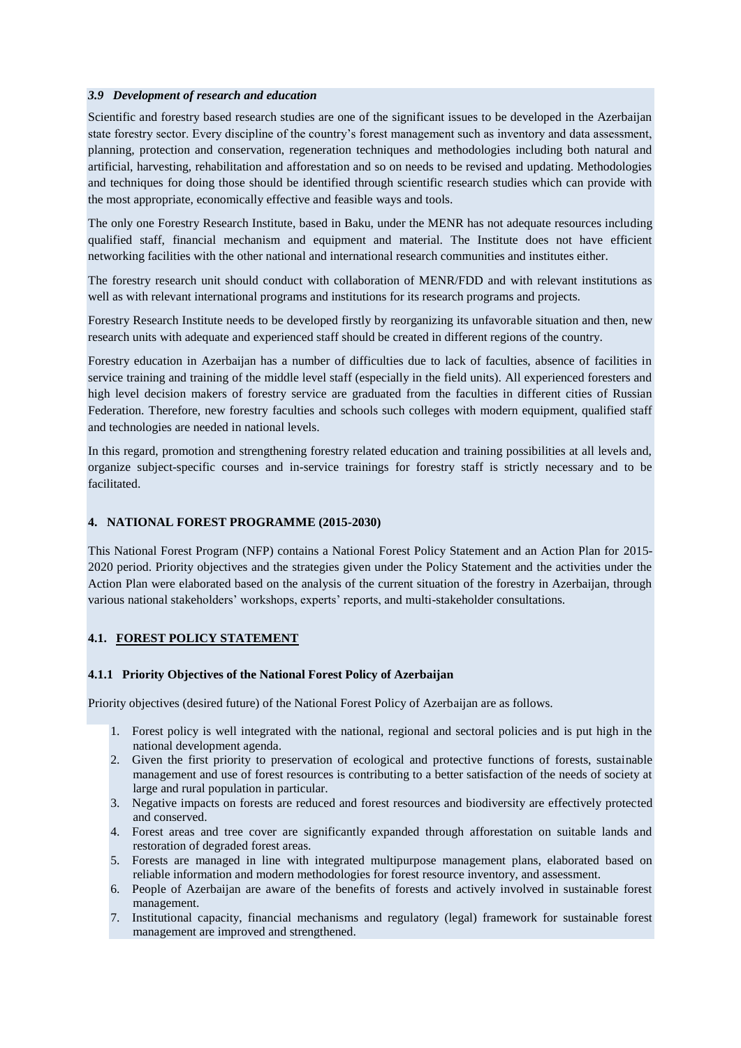### *3.9 Development of research and education*

Scientific and forestry based research studies are one of the significant issues to be developed in the Azerbaijan state forestry sector. Every discipline of the country's forest management such as inventory and data assessment, planning, protection and conservation, regeneration techniques and methodologies including both natural and artificial, harvesting, rehabilitation and afforestation and so on needs to be revised and updating. Methodologies and techniques for doing those should be identified through scientific research studies which can provide with the most appropriate, economically effective and feasible ways and tools.

The only one Forestry Research Institute, based in Baku, under the MENR has not adequate resources including qualified staff, financial mechanism and equipment and material. The Institute does not have efficient networking facilities with the other national and international research communities and institutes either.

The forestry research unit should conduct with collaboration of MENR/FDD and with relevant institutions as well as with relevant international programs and institutions for its research programs and projects.

Forestry Research Institute needs to be developed firstly by reorganizing its unfavorable situation and then, new research units with adequate and experienced staff should be created in different regions of the country.

Forestry education in Azerbaijan has a number of difficulties due to lack of faculties, absence of facilities in service training and training of the middle level staff (especially in the field units). All experienced foresters and high level decision makers of forestry service are graduated from the faculties in different cities of Russian Federation. Therefore, new forestry faculties and schools such colleges with modern equipment, qualified staff and technologies are needed in national levels.

In this regard, promotion and strengthening forestry related education and training possibilities at all levels and, organize subject-specific courses and in-service trainings for forestry staff is strictly necessary and to be facilitated.

## 4. NATIONAL FOREST PROGRAMME (2015-2030)

This National Forest Program (NFP) contains a National Forest Policy Statement and an Action Plan for 2015-2020 period. Priority objectives and the strategies given under the Policy Statement and the activities under the Action Plan were elaborated based on the analysis of the current situation of the forestry in Azerbaijan, through various national stakeholders' workshops, experts' reports, and multi-stakeholder consultations.

### 4.1. FOREST POLICY STATEMENT

#### 4.1.1 Priority Objectives of the National Forest Policy of Azerbaijan

Priority objectives (desired future) of the National Forest Policy of Azerbaijan are as follows.

1. Forest policy is well integrated with the national, regional and sectoral policies and is put high in the national development agenda.
2. Given the first priority to preservation of ecological and protective functions of forests, sustainable management and use of forest resources is contributing to a better satisfaction of the needs of society at large and rural population in particular.
3. Negative impacts on forests are reduced and forest resources and biodiversity are effectively protected and conserved.
4. Forest areas and tree cover are significantly expanded through afforestation on suitable lands and restoration of degraded forest areas.
5. Forests are managed in line with integrated multipurpose management plans, elaborated based on reliable information and modern methodologies for forest resource inventory, and assessment.
6. People of Azerbaijan are aware of the benefits of forests and actively involved in sustainable forest management.
7. Institutional capacity, financial mechanisms and regulatory (legal) framework for sustainable forest management are improved and strengthened.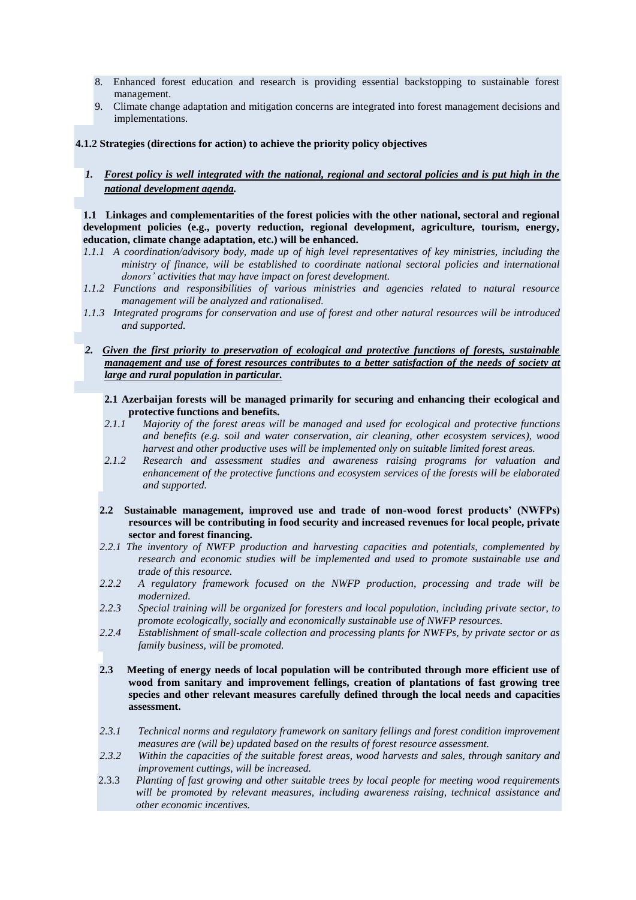8. Enhanced forest education and research is providing essential backstopping to sustainable forest management.
9. Climate change adaptation and mitigation concerns are integrated into forest management decisions and implementations.

**4.1.2 Strategies (directions for action) to achieve the priority policy objectives**

***1. Forest policy is well integrated with the national, regional and sectoral policies and is put high in the national development agenda.***

**1.1 Linkages and complementarities of the forest policies with the other national, sectoral and regional development policies (e.g., poverty reduction, regional development, agriculture, tourism, energy, education, climate change adaptation, etc.) will be enhanced.**

*1.1.1 A coordination/advisory body, made up of high level representatives of key ministries, including the ministry of finance, will be established to coordinate national sectoral policies and international donors' activities that may have impact on forest development.*

*1.1.2 Functions and responsibilities of various ministries and agencies related to natural resource management will be analyzed and rationalised.*

*1.1.3 Integrated programs for conservation and use of forest and other natural resources will be introduced and supported.*

***2. Given the first priority to preservation of ecological and protective functions of forests, sustainable management and use of forest resources contributes to a better satisfaction of the needs of society at large and rural population in particular.***

**2.1 Azerbaijan forests will be managed primarily for securing and enhancing their ecological and protective functions and benefits.**

*2.1.1 Majority of the forest areas will be managed and used for ecological and protective functions and benefits (e.g. soil and water conservation, air cleaning, other ecosystem services), wood harvest and other productive uses will be implemented only on suitable limited forest areas.*

*2.1.2 Research and assessment studies and awareness raising programs for valuation and enhancement of the protective functions and ecosystem services of the forests will be elaborated and supported.*

**2.2 Sustainable management, improved use and trade of non-wood forest products' (NWFPs) resources will be contributing in food security and increased revenues for local people, private sector and forest financing.**

*2.2.1 The inventory of NWFP production and harvesting capacities and potentials, complemented by research and economic studies will be implemented and used to promote sustainable use and trade of this resource.*

*2.2.2 A regulatory framework focused on the NWFP production, processing and trade will be modernized.*

*2.2.3 Special training will be organized for foresters and local population, including private sector, to promote ecologically, socially and economically sustainable use of NWFP resources.*

*2.2.4 Establishment of small-scale collection and processing plants for NWFPs, by private sector or as family business, will be promoted.*

**2.3 Meeting of energy needs of local population will be contributed through more efficient use of wood from sanitary and improvement fellings, creation of plantations of fast growing tree species and other relevant measures carefully defined through the local needs and capacities assessment.**

*2.3.1 Technical norms and regulatory framework on sanitary fellings and forest condition improvement measures are (will be) updated based on the results of forest resource assessment.*

*2.3.2 Within the capacities of the suitable forest areas, wood harvests and sales, through sanitary and improvement cuttings, will be increased.*

2.3.3 *Planting of fast growing and other suitable trees by local people for meeting wood requirements will be promoted by relevant measures, including awareness raising, technical assistance and other economic incentives.*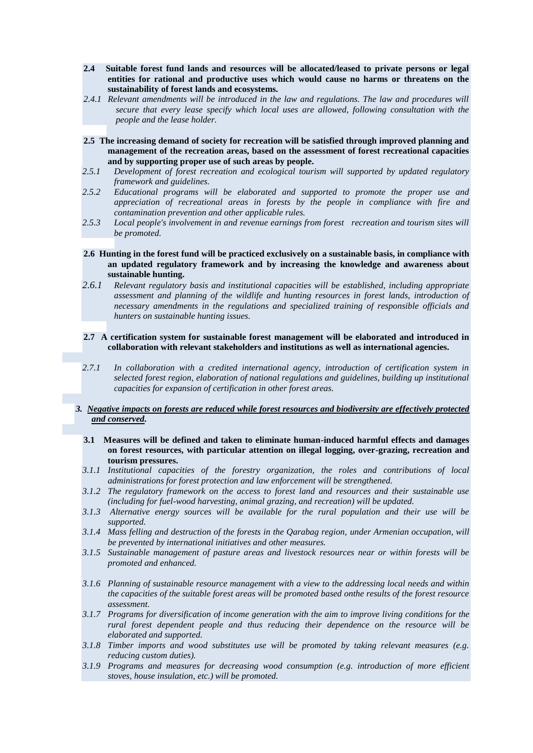**2.4 Suitable forest fund lands and resources will be allocated/leased to private persons or legal entities for rational and productive uses which would cause no harms or threatens on the sustainability of forest lands and ecosystems.**

*2.4.1 Relevant amendments will be introduced in the law and regulations. The law and procedures will secure that every lease specify which local uses are allowed, following consultation with the people and the lease holder.*

**2.5 The increasing demand of society for recreation will be satisfied through improved planning and management of the recreation areas, based on the assessment of forest recreational capacities and by supporting proper use of such areas by people.**

*2.5.1 Development of forest recreation and ecological tourism will supported by updated regulatory framework and guidelines.*

*2.5.2 Educational programs will be elaborated and supported to promote the proper use and appreciation of recreational areas in forests by the people in compliance with fire and contamination prevention and other applicable rules.*

*2.5.3 Local people's involvement in and revenue earnings from forest recreation and tourism sites will be promoted.*

**2.6 Hunting in the forest fund will be practiced exclusively on a sustainable basis, in compliance with an updated regulatory framework and by increasing the knowledge and awareness about sustainable hunting.**

*2.6.1 Relevant regulatory basis and institutional capacities will be established, including appropriate assessment and planning of the wildlife and hunting resources in forest lands, introduction of necessary amendments in the regulations and specialized training of responsible officials and hunters on sustainable hunting issues.*

**2.7 A certification system for sustainable forest management will be elaborated and introduced in collaboration with relevant stakeholders and institutions as well as international agencies.**

*2.7.1 In collaboration with a credited international agency, introduction of certification system in selected forest region, elaboration of national regulations and guidelines, building up institutional capacities for expansion of certification in other forest areas.*

***3. Negative impacts on forests are reduced while forest resources and biodiversity are effectively protected and conserved.***

**3.1 Measures will be defined and taken to eliminate human-induced harmful effects and damages on forest resources, with particular attention on illegal logging, over-grazing, recreation and tourism pressures.**

*3.1.1 Institutional capacities of the forestry organization, the roles and contributions of local administrations for forest protection and law enforcement will be strengthened.*

*3.1.2 The regulatory framework on the access to forest land and resources and their sustainable use (including for fuel-wood harvesting, animal grazing, and recreation) will be updated.*

*3.1.3 Alternative energy sources will be available for the rural population and their use will be supported.*

*3.1.4 Mass felling and destruction of the forests in the Qarabag region, under Armenian occupation, will be prevented by international initiatives and other measures.*

*3.1.5 Sustainable management of pasture areas and livestock resources near or within forests will be promoted and enhanced.*

*3.1.6 Planning of sustainable resource management with a view to the addressing local needs and within the capacities of the suitable forest areas will be promoted based onthe results of the forest resource assessment.*

*3.1.7 Programs for diversification of income generation with the aim to improve living conditions for the rural forest dependent people and thus reducing their dependence on the resource will be elaborated and supported.*

*3.1.8 Timber imports and wood substitutes use will be promoted by taking relevant measures (e.g. reducing custom duties).*

*3.1.9 Programs and measures for decreasing wood consumption (e.g. introduction of more efficient stoves, house insulation, etc.) will be promoted.*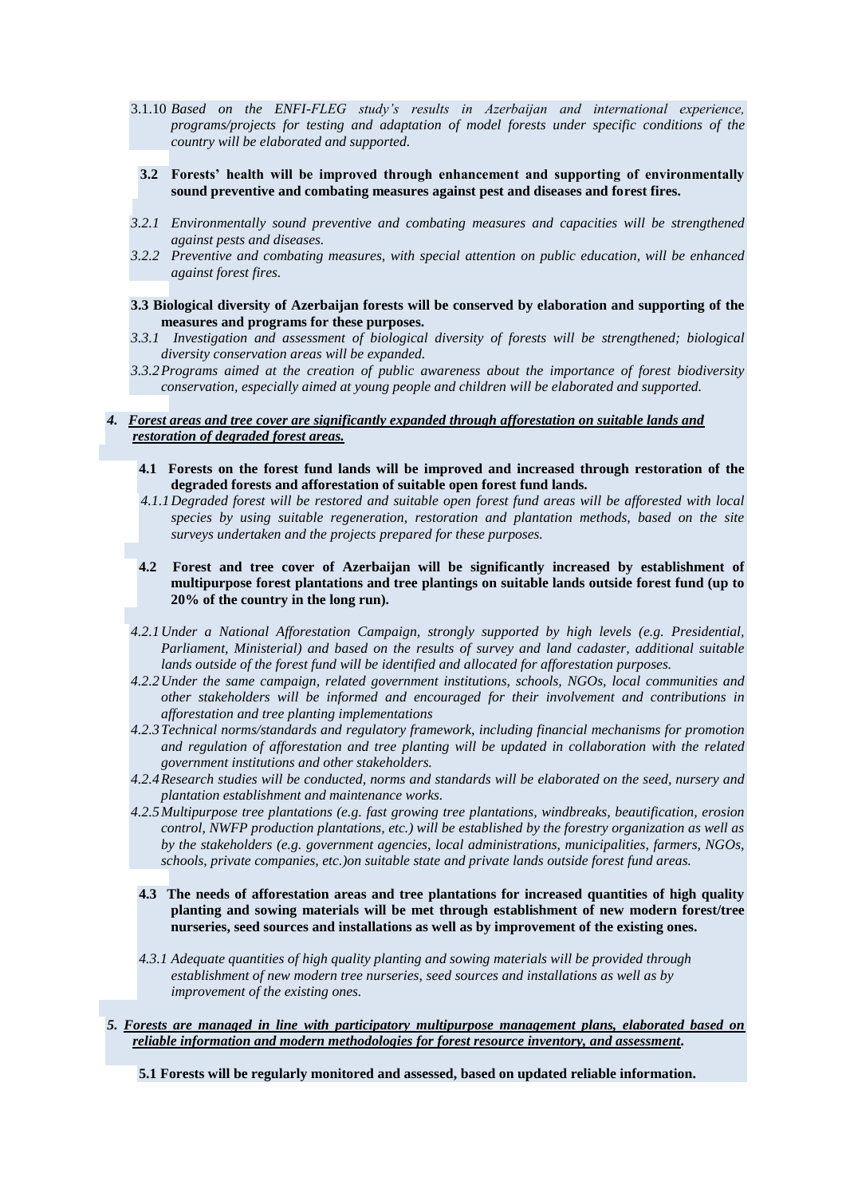3.1.10 *Based on the ENFI-FLEG study's results in Azerbaijan and international experience, programs/projects for testing and adaptation of model forests under specific conditions of the country will be elaborated and supported.*

**3.2 Forests' health will be improved through enhancement and supporting of environmentally sound preventive and combating measures against pest and diseases and forest fires.**

*3.2.1 Environmentally sound preventive and combating measures and capacities will be strengthened against pests and diseases.*

*3.2.2 Preventive and combating measures, with special attention on public education, will be enhanced against forest fires.*

**3.3 Biological diversity of Azerbaijan forests will be conserved by elaboration and supporting of the measures and programs for these purposes.**

*3.3.1 Investigation and assessment of biological diversity of forests will be strengthened; biological diversity conservation areas will be expanded.*

*3.3.2 Programs aimed at the creation of public awareness about the importance of forest biodiversity conservation, especially aimed at young people and children will be elaborated and supported.*

***4. <u>Forest areas and tree cover are significantly expanded through afforestation on suitable lands and restoration of degraded forest areas.</u>***

**4.1 Forests on the forest fund lands will be improved and increased through restoration of the degraded forests and afforestation of suitable open forest fund lands.**

*4.1.1 Degraded forest will be restored and suitable open forest fund areas will be afforested with local species by using suitable regeneration, restoration and plantation methods, based on the site surveys undertaken and the projects prepared for these purposes.*

**4.2 Forest and tree cover of Azerbaijan will be significantly increased by establishment of multipurpose forest plantations and tree plantings on suitable lands outside forest fund (up to 20% of the country in the long run).**

*4.2.1 Under a National Afforestation Campaign, strongly supported by high levels (e.g. Presidential, Parliament, Ministerial) and based on the results of survey and land cadaster, additional suitable lands outside of the forest fund will be identified and allocated for afforestation purposes.*

*4.2.2 Under the same campaign, related government institutions, schools, NGOs, local communities and other stakeholders will be informed and encouraged for their involvement and contributions in afforestation and tree planting implementations*

*4.2.3 Technical norms/standards and regulatory framework, including financial mechanisms for promotion and regulation of afforestation and tree planting will be updated in collaboration with the related government institutions and other stakeholders.*

*4.2.4 Research studies will be conducted, norms and standards will be elaborated on the seed, nursery and plantation establishment and maintenance works.*

*4.2.5 Multipurpose tree plantations (e.g. fast growing tree plantations, windbreaks, beautification, erosion control, NWFP production plantations, etc.) will be established by the forestry organization as well as by the stakeholders (e.g. government agencies, local administrations, municipalities, farmers, NGOs, schools, private companies, etc.)on suitable state and private lands outside forest fund areas.*

**4.3 The needs of afforestation areas and tree plantations for increased quantities of high quality planting and sowing materials will be met through establishment of new modern forest/tree nurseries, seed sources and installations as well as by improvement of the existing ones.**

*4.3.1 Adequate quantities of high quality planting and sowing materials will be provided through establishment of new modern tree nurseries, seed sources and installations as well as by improvement of the existing ones.*

***5. <u>Forests are managed in line with participatory multipurpose management plans, elaborated based on reliable information and modern methodologies for forest resource inventory, and assessment</u>.***

**5.1 Forests will be regularly monitored and assessed, based on updated reliable information.**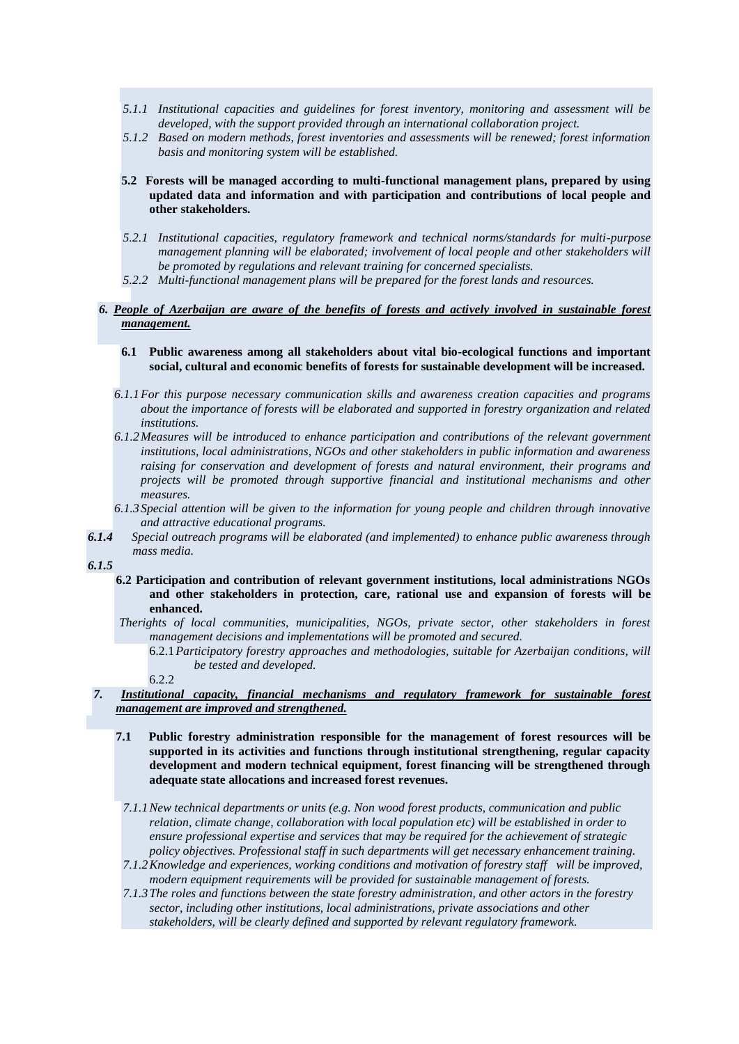*5.1.1 Institutional capacities and guidelines for forest inventory, monitoring and assessment will be developed, with the support provided through an international collaboration project.*

*5.1.2 Based on modern methods, forest inventories and assessments will be renewed; forest information basis and monitoring system will be established.*

**5.2 Forests will be managed according to multi-functional management plans, prepared by using updated data and information and with participation and contributions of local people and other stakeholders.**

*5.2.1 Institutional capacities, regulatory framework and technical norms/standards for multi-purpose management planning will be elaborated; involvement of local people and other stakeholders will be promoted by regulations and relevant training for concerned specialists.*

*5.2.2 Multi-functional management plans will be prepared for the forest lands and resources.*

***6. <u>People of Azerbaijan are aware of the benefits of forests and actively involved in sustainable forest management.</u>***

**6.1 Public awareness among all stakeholders about vital bio-ecological functions and important social, cultural and economic benefits of forests for sustainable development will be increased.**

*6.1.1 For this purpose necessary communication skills and awareness creation capacities and programs about the importance of forests will be elaborated and supported in forestry organization and related institutions.*

*6.1.2 Measures will be introduced to enhance participation and contributions of the relevant government institutions, local administrations, NGOs and other stakeholders in public information and awareness raising for conservation and development of forests and natural environment, their programs and projects will be promoted through supportive financial and institutional mechanisms and other measures.*

*6.1.3 Special attention will be given to the information for young people and children through innovative and attractive educational programs.*

***6.1.4*** *Special outreach programs will be elaborated (and implemented) to enhance public awareness through mass media.*

***6.1.5***

**6.2 Participation and contribution of relevant government institutions, local administrations NGOs and other stakeholders in protection, care, rational use and expansion of forests will be enhanced.**

*Therights of local communities, municipalities, NGOs, private sector, other stakeholders in forest management decisions and implementations will be promoted and secured.*

6.2.1 *Participatory forestry approaches and methodologies, suitable for Azerbaijan conditions, will be tested and developed.*

6.2.2

***7. <u>Institutional capacity, financial mechanisms and regulatory framework for sustainable forest management are improved and strengthened.</u>***

**7.1 Public forestry administration responsible for the management of forest resources will be supported in its activities and functions through institutional strengthening, regular capacity development and modern technical equipment, forest financing will be strengthened through adequate state allocations and increased forest revenues.**

*7.1.1 New technical departments or units (e.g. Non wood forest products, communication and public relation, climate change, collaboration with local population etc) will be established in order to ensure professional expertise and services that may be required for the achievement of strategic policy objectives. Professional staff in such departments will get necessary enhancement training.*

*7.1.2 Knowledge and experiences, working conditions and motivation of forestry staff will be improved, modern equipment requirements will be provided for sustainable management of forests.*

*7.1.3 The roles and functions between the state forestry administration, and other actors in the forestry sector, including other institutions, local administrations, private associations and other stakeholders, will be clearly defined and supported by relevant regulatory framework.*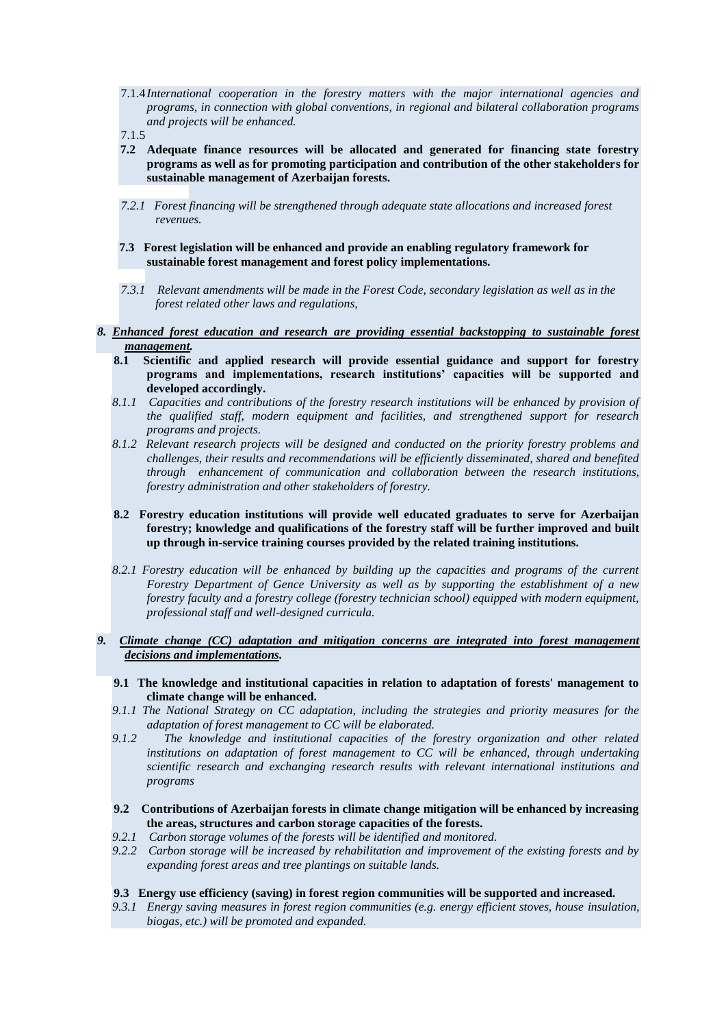7.1.4 *International cooperation in the forestry matters with the major international agencies and programs, in connection with global conventions, in regional and bilateral collaboration programs and projects will be enhanced.*

7.1.5

**7.2 Adequate finance resources will be allocated and generated for financing state forestry programs as well as for promoting participation and contribution of the other stakeholders for sustainable management of Azerbaijan forests.**

*7.2.1 Forest financing will be strengthened through adequate state allocations and increased forest revenues.*

**7.3 Forest legislation will be enhanced and provide an enabling regulatory framework for sustainable forest management and forest policy implementations.**

*7.3.1 Relevant amendments will be made in the Forest Code, secondary legislation as well as in the forest related other laws and regulations,*

***8. Enhanced forest education and research are providing essential backstopping to sustainable forest management.***

**8.1 Scientific and applied research will provide essential guidance and support for forestry programs and implementations, research institutions' capacities will be supported and developed accordingly.**

*8.1.1 Capacities and contributions of the forestry research institutions will be enhanced by provision of the qualified staff, modern equipment and facilities, and strengthened support for research programs and projects.*

*8.1.2 Relevant research projects will be designed and conducted on the priority forestry problems and challenges, their results and recommendations will be efficiently disseminated, shared and benefited through enhancement of communication and collaboration between the research institutions, forestry administration and other stakeholders of forestry.*

**8.2 Forestry education institutions will provide well educated graduates to serve for Azerbaijan forestry; knowledge and qualifications of the forestry staff will be further improved and built up through in-service training courses provided by the related training institutions.**

*8.2.1 Forestry education will be enhanced by building up the capacities and programs of the current Forestry Department of Gence University as well as by supporting the establishment of a new forestry faculty and a forestry college (forestry technician school) equipped with modern equipment, professional staff and well-designed curricula.*

***9. Climate change (CC) adaptation and mitigation concerns are integrated into forest management decisions and implementations.***

**9.1 The knowledge and institutional capacities in relation to adaptation of forests' management to climate change will be enhanced.**

*9.1.1 The National Strategy on CC adaptation, including the strategies and priority measures for the adaptation of forest management to CC will be elaborated.*

*9.1.2 The knowledge and institutional capacities of the forestry organization and other related institutions on adaptation of forest management to CC will be enhanced, through undertaking scientific research and exchanging research results with relevant international institutions and programs*

**9.2 Contributions of Azerbaijan forests in climate change mitigation will be enhanced by increasing the areas, structures and carbon storage capacities of the forests.**

*9.2.1 Carbon storage volumes of the forests will be identified and monitored.*

*9.2.2 Carbon storage will be increased by rehabilitation and improvement of the existing forests and by expanding forest areas and tree plantings on suitable lands.*

**9.3 Energy use efficiency (saving) in forest region communities will be supported and increased.**

*9.3.1 Energy saving measures in forest region communities (e.g. energy efficient stoves, house insulation, biogas, etc.) will be promoted and expanded.*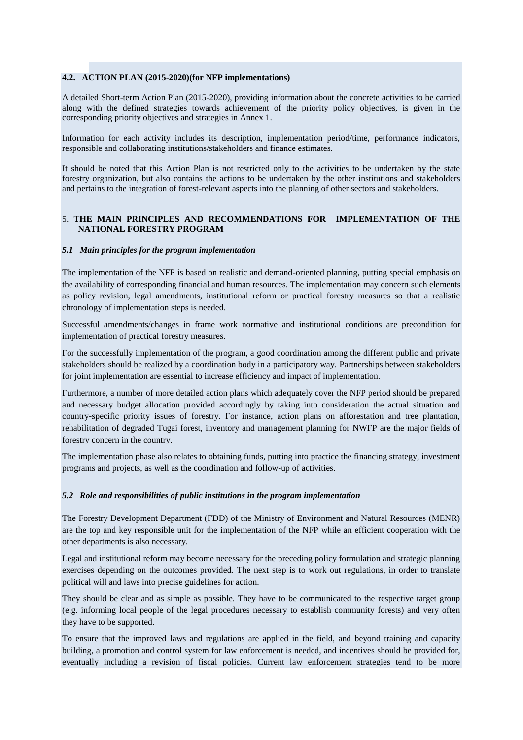### 4.2. ACTION PLAN (2015-2020)(for NFP implementations)

A detailed Short-term Action Plan (2015-2020), providing information about the concrete activities to be carried along with the defined strategies towards achievement of the priority policy objectives, is given in the corresponding priority objectives and strategies in Annex 1.

Information for each activity includes its description, implementation period/time, performance indicators, responsible and collaborating institutions/stakeholders and finance estimates.

It should be noted that this Action Plan is not restricted only to the activities to be undertaken by the state forestry organization, but also contains the actions to be undertaken by the other institutions and stakeholders and pertains to the integration of forest-relevant aspects into the planning of other sectors and stakeholders.

## 5. THE MAIN PRINCIPLES AND RECOMMENDATIONS FOR IMPLEMENTATION OF THE NATIONAL FORESTRY PROGRAM

### *5.1 Main principles for the program implementation*

The implementation of the NFP is based on realistic and demand-oriented planning, putting special emphasis on the availability of corresponding financial and human resources. The implementation may concern such elements as policy revision, legal amendments, institutional reform or practical forestry measures so that a realistic chronology of implementation steps is needed.

Successful amendments/changes in frame work normative and institutional conditions are precondition for implementation of practical forestry measures.

For the successfully implementation of the program, a good coordination among the different public and private stakeholders should be realized by a coordination body in a participatory way. Partnerships between stakeholders for joint implementation are essential to increase efficiency and impact of implementation.

Furthermore, a number of more detailed action plans which adequately cover the NFP period should be prepared and necessary budget allocation provided accordingly by taking into consideration the actual situation and country-specific priority issues of forestry. For instance, action plans on afforestation and tree plantation, rehabilitation of degraded Tugai forest, inventory and management planning for NWFP are the major fields of forestry concern in the country.

The implementation phase also relates to obtaining funds, putting into practice the financing strategy, investment programs and projects, as well as the coordination and follow-up of activities.

### *5.2 Role and responsibilities of public institutions in the program implementation*

The Forestry Development Department (FDD) of the Ministry of Environment and Natural Resources (MENR) are the top and key responsible unit for the implementation of the NFP while an efficient cooperation with the other departments is also necessary.

Legal and institutional reform may become necessary for the preceding policy formulation and strategic planning exercises depending on the outcomes provided. The next step is to work out regulations, in order to translate political will and laws into precise guidelines for action.

They should be clear and as simple as possible. They have to be communicated to the respective target group (e.g. informing local people of the legal procedures necessary to establish community forests) and very often they have to be supported.

To ensure that the improved laws and regulations are applied in the field, and beyond training and capacity building, a promotion and control system for law enforcement is needed, and incentives should be provided for, eventually including a revision of fiscal policies. Current law enforcement strategies tend to be more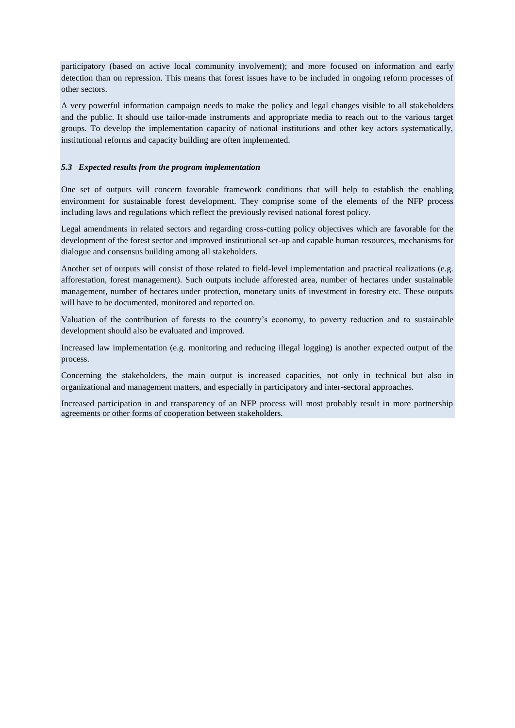participatory (based on active local community involvement); and more focused on information and early detection than on repression. This means that forest issues have to be included in ongoing reform processes of other sectors.

A very powerful information campaign needs to make the policy and legal changes visible to all stakeholders and the public. It should use tailor-made instruments and appropriate media to reach out to the various target groups. To develop the implementation capacity of national institutions and other key actors systematically, institutional reforms and capacity building are often implemented.

### *5.3 Expected results from the program implementation*

One set of outputs will concern favorable framework conditions that will help to establish the enabling environment for sustainable forest development. They comprise some of the elements of the NFP process including laws and regulations which reflect the previously revised national forest policy.

Legal amendments in related sectors and regarding cross-cutting policy objectives which are favorable for the development of the forest sector and improved institutional set-up and capable human resources, mechanisms for dialogue and consensus building among all stakeholders.

Another set of outputs will consist of those related to field-level implementation and practical realizations (e.g. afforestation, forest management). Such outputs include afforested area, number of hectares under sustainable management, number of hectares under protection, monetary units of investment in forestry etc. These outputs will have to be documented, monitored and reported on.

Valuation of the contribution of forests to the country's economy, to poverty reduction and to sustainable development should also be evaluated and improved.

Increased law implementation (e.g. monitoring and reducing illegal logging) is another expected output of the process.

Concerning the stakeholders, the main output is increased capacities, not only in technical but also in organizational and management matters, and especially in participatory and inter-sectoral approaches.

Increased participation in and transparency of an NFP process will most probably result in more partnership agreements or other forms of cooperation between stakeholders.